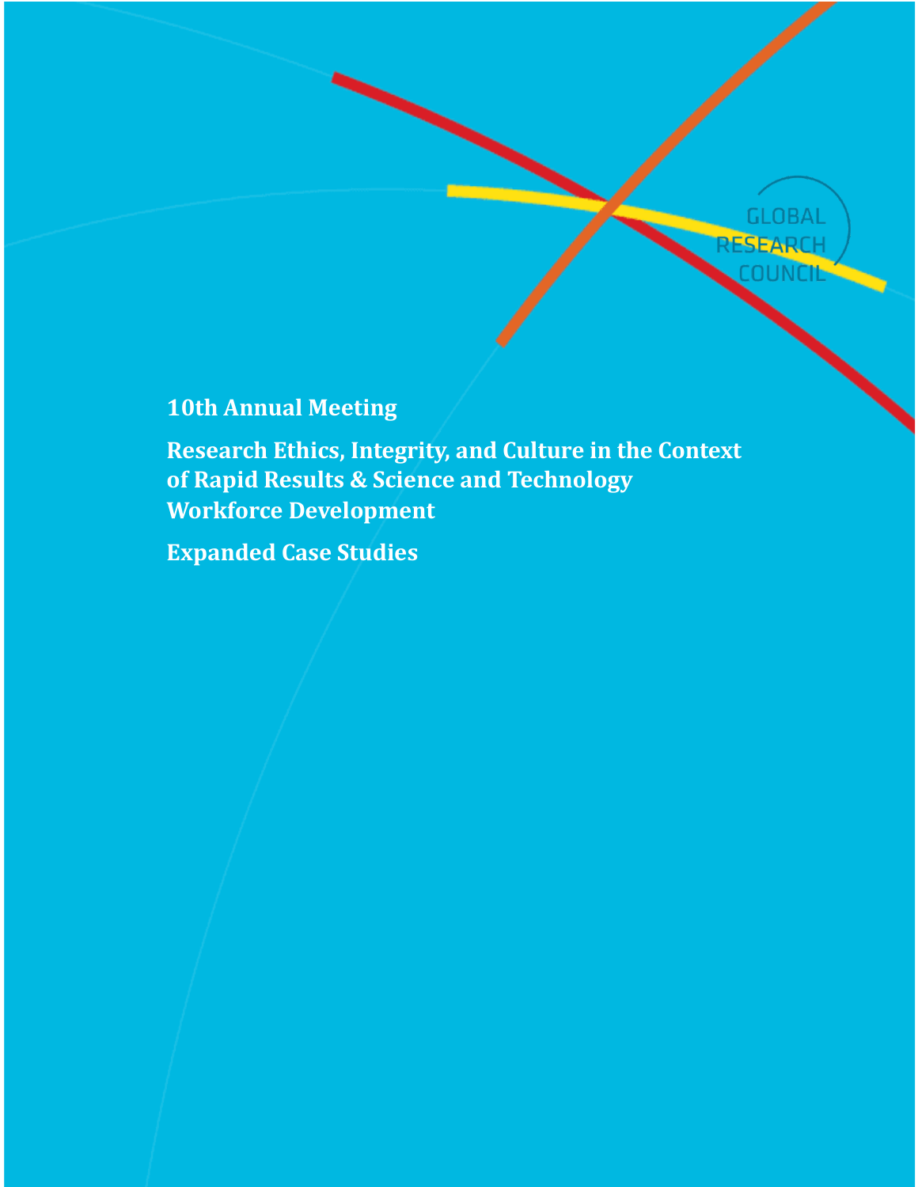GLOBAL RESEARCH COUNCIL

**10th Annual Meeting**

# Research Ethics, Integrity, and Culture in the Context of Rapid Results & Science and Technology Workforce Development

**Expanded Case Studies**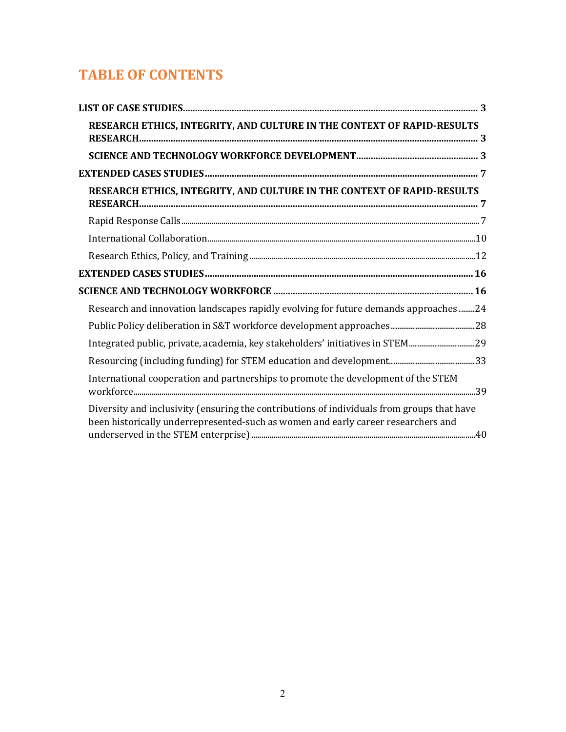# TABLE OF CONTENTS

**LIST OF CASE STUDIES** ........................................................................................................................ 3

**RESEARCH ETHICS, INTEGRITY, AND CULTURE IN THE CONTEXT OF RAPID-RESULTS RESEARCH** ........................................................................................................................ 3

**SCIENCE AND TECHNOLOGY WORKFORCE DEVELOPMENT** ................................................ 3

**EXTENDED CASES STUDIES** ........................................................................................................ 7

**RESEARCH ETHICS, INTEGRITY, AND CULTURE IN THE CONTEXT OF RAPID-RESULTS RESEARCH** ........................................................................................................................ 7

Rapid Response Calls ........................................................................................................................ 7

International Collaboration ........................................................................................................................ 10

Research Ethics, Policy, and Training ........................................................................................................ 12

**EXTENDED CASES STUDIES** ........................................................................................................ 16

**SCIENCE AND TECHNOLOGY WORKFORCE** ........................................................................ 16

Research and innovation landscapes rapidly evolving for future demands approaches ........ 24

Public Policy deliberation in S&T workforce development approaches ........................................ 28

Integrated public, private, academia, key stakeholders' initiatives in STEM ................................ 29

Resourcing (including funding) for STEM education and development ........................................ 33

International cooperation and partnerships to promote the development of the STEM workforce ........................................................................................................................ 39

Diversity and inclusivity (ensuring the contributions of individuals from groups that have been historically underrepresented-such as women and early career researchers and underserved in the STEM enterprise) ........................................................................................ 40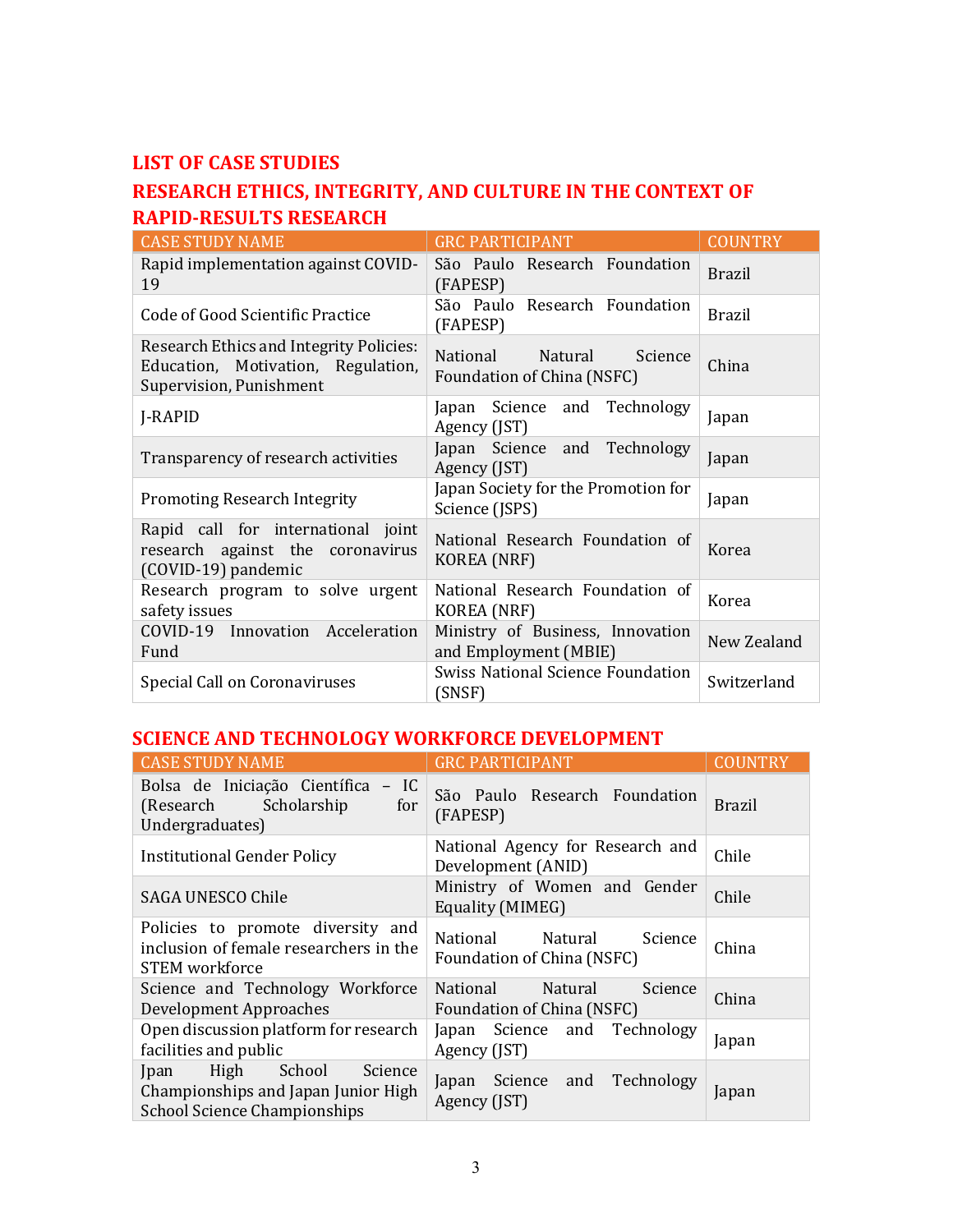## LIST OF CASE STUDIES

## RESEARCH ETHICS, INTEGRITY, AND CULTURE IN THE CONTEXT OF RAPID-RESULTS RESEARCH

| CASE STUDY NAME | GRC PARTICIPANT | COUNTRY |
| --- | --- | --- |
| Rapid implementation against COVID-19 | São Paulo Research Foundation (FAPESP) | Brazil |
| Code of Good Scientific Practice | São Paulo Research Foundation (FAPESP) | Brazil |
| Research Ethics and Integrity Policies: Education, Motivation, Regulation, Supervision, Punishment | National Natural Science Foundation of China (NSFC) | China |
| J-RAPID | Japan Science and Technology Agency (JST) | Japan |
| Transparency of research activities | Japan Science and Technology Agency (JST) | Japan |
| Promoting Research Integrity | Japan Society for the Promotion for Science (JSPS) | Japan |
| Rapid call for international joint research against the coronavirus (COVID-19) pandemic | National Research Foundation of KOREA (NRF) | Korea |
| Research program to solve urgent safety issues | National Research Foundation of KOREA (NRF) | Korea |
| COVID-19 Innovation Acceleration Fund | Ministry of Business, Innovation and Employment (MBIE) | New Zealand |
| Special Call on Coronaviruses | Swiss National Science Foundation (SNSF) | Switzerland |

## SCIENCE AND TECHNOLOGY WORKFORCE DEVELOPMENT

| CASE STUDY NAME | GRC PARTICIPANT | COUNTRY |
| --- | --- | --- |
| Bolsa de Iniciação Científica – IC (Research Scholarship for Undergraduates) | São Paulo Research Foundation (FAPESP) | Brazil |
| Institutional Gender Policy | National Agency for Research and Development (ANID) | Chile |
| SAGA UNESCO Chile | Ministry of Women and Gender Equality (MIMEG) | Chile |
| Policies to promote diversity and inclusion of female researchers in the STEM workforce | National Natural Science Foundation of China (NSFC) | China |
| Science and Technology Workforce Development Approaches | National Natural Science Foundation of China (NSFC) | China |
| Open discussion platform for research facilities and public | Japan Science and Technology Agency (JST) | Japan |
| Jpan High School Science Championships and Japan Junior High School Science Championships | Japan Science and Technology Agency (JST) | Japan |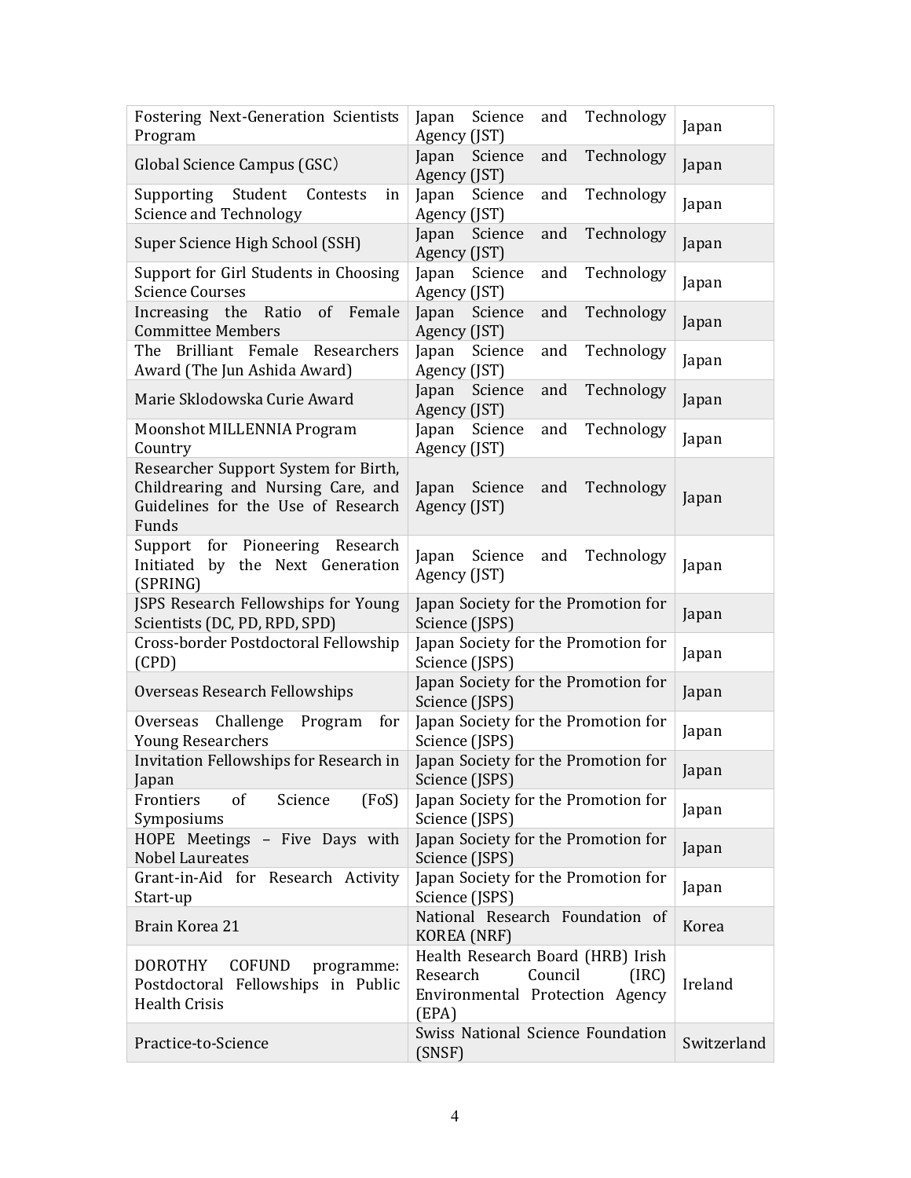| | | |
|---|---|---|
| Fostering Next-Generation Scientists Program | Japan Science and Technology Agency (JST) | Japan |
| Global Science Campus (GSC) | Japan Science and Technology Agency (JST) | Japan |
| Supporting Student Contests in Science and Technology | Japan Science and Technology Agency (JST) | Japan |
| Super Science High School (SSH) | Japan Science and Technology Agency (JST) | Japan |
| Support for Girl Students in Choosing Science Courses | Japan Science and Technology Agency (JST) | Japan |
| Increasing the Ratio of Female Committee Members | Japan Science and Technology Agency (JST) | Japan |
| The Brilliant Female Researchers Award (The Jun Ashida Award) | Japan Science and Technology Agency (JST) | Japan |
| Marie Sklodowska Curie Award | Japan Science and Technology Agency (JST) | Japan |
| Moonshot MILLENNIA Program Country | Japan Science and Technology Agency (JST) | Japan |
| Researcher Support System for Birth, Childrearing and Nursing Care, and Guidelines for the Use of Research Funds | Japan Science and Technology Agency (JST) | Japan |
| Support for Pioneering Research Initiated by the Next Generation (SPRING) | Japan Science and Technology Agency (JST) | Japan |
| JSPS Research Fellowships for Young Scientists (DC, PD, RPD, SPD) | Japan Society for the Promotion for Science (JSPS) | Japan |
| Cross-border Postdoctoral Fellowship (CPD) | Japan Society for the Promotion for Science (JSPS) | Japan |
| Overseas Research Fellowships | Japan Society for the Promotion for Science (JSPS) | Japan |
| Overseas Challenge Program for Young Researchers | Japan Society for the Promotion for Science (JSPS) | Japan |
| Invitation Fellowships for Research in Japan | Japan Society for the Promotion for Science (JSPS) | Japan |
| Frontiers of Science (FoS) Symposiums | Japan Society for the Promotion for Science (JSPS) | Japan |
| HOPE Meetings – Five Days with Nobel Laureates | Japan Society for the Promotion for Science (JSPS) | Japan |
| Grant-in-Aid for Research Activity Start-up | Japan Society for the Promotion for Science (JSPS) | Japan |
| Brain Korea 21 | National Research Foundation of KOREA (NRF) | Korea |
| DOROTHY COFUND programme: Postdoctoral Fellowships in Public Health Crisis | Health Research Board (HRB) Irish Research Council (IRC) Environmental Protection Agency (EPA) | Ireland |
| Practice-to-Science | Swiss National Science Foundation (SNSF) | Switzerland |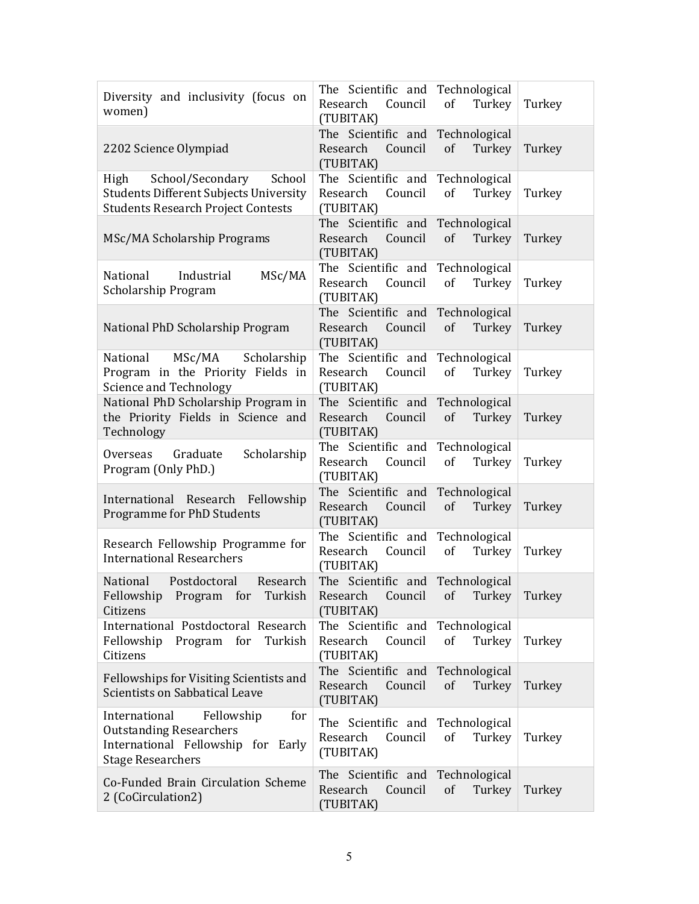| | | |
|---|---|---|
| Diversity and inclusivity (focus on women) | The Scientific and Technological Research Council of Turkey (TUBITAK) | Turkey |
| 2202 Science Olympiad | The Scientific and Technological Research Council of Turkey (TUBITAK) | Turkey |
| High School/Secondary School Students Different Subjects University Students Research Project Contests | The Scientific and Technological Research Council of Turkey (TUBITAK) | Turkey |
| MSc/MA Scholarship Programs | The Scientific and Technological Research Council of Turkey (TUBITAK) | Turkey |
| National Industrial MSc/MA Scholarship Program | The Scientific and Technological Research Council of Turkey (TUBITAK) | Turkey |
| National PhD Scholarship Program | The Scientific and Technological Research Council of Turkey (TUBITAK) | Turkey |
| National MSc/MA Scholarship Program in the Priority Fields in Science and Technology | The Scientific and Technological Research Council of Turkey (TUBITAK) | Turkey |
| National PhD Scholarship Program in the Priority Fields in Science and Technology | The Scientific and Technological Research Council of Turkey (TUBITAK) | Turkey |
| Overseas Graduate Scholarship Program (Only PhD.) | The Scientific and Technological Research Council of Turkey (TUBITAK) | Turkey |
| International Research Fellowship Programme for PhD Students | The Scientific and Technological Research Council of Turkey (TUBITAK) | Turkey |
| Research Fellowship Programme for International Researchers | The Scientific and Technological Research Council of Turkey (TUBITAK) | Turkey |
| National Postdoctoral Research Fellowship Program for Turkish Citizens | The Scientific and Technological Research Council of Turkey (TUBITAK) | Turkey |
| International Postdoctoral Research Fellowship Program for Turkish Citizens | The Scientific and Technological Research Council of Turkey (TUBITAK) | Turkey |
| Fellowships for Visiting Scientists and Scientists on Sabbatical Leave | The Scientific and Technological Research Council of Turkey (TUBITAK) | Turkey |
| International Fellowship for Outstanding Researchers International Fellowship for Early Stage Researchers | The Scientific and Technological Research Council of Turkey (TUBITAK) | Turkey |
| Co-Funded Brain Circulation Scheme 2 (CoCirculation2) | The Scientific and Technological Research Council of Turkey (TUBITAK) | Turkey |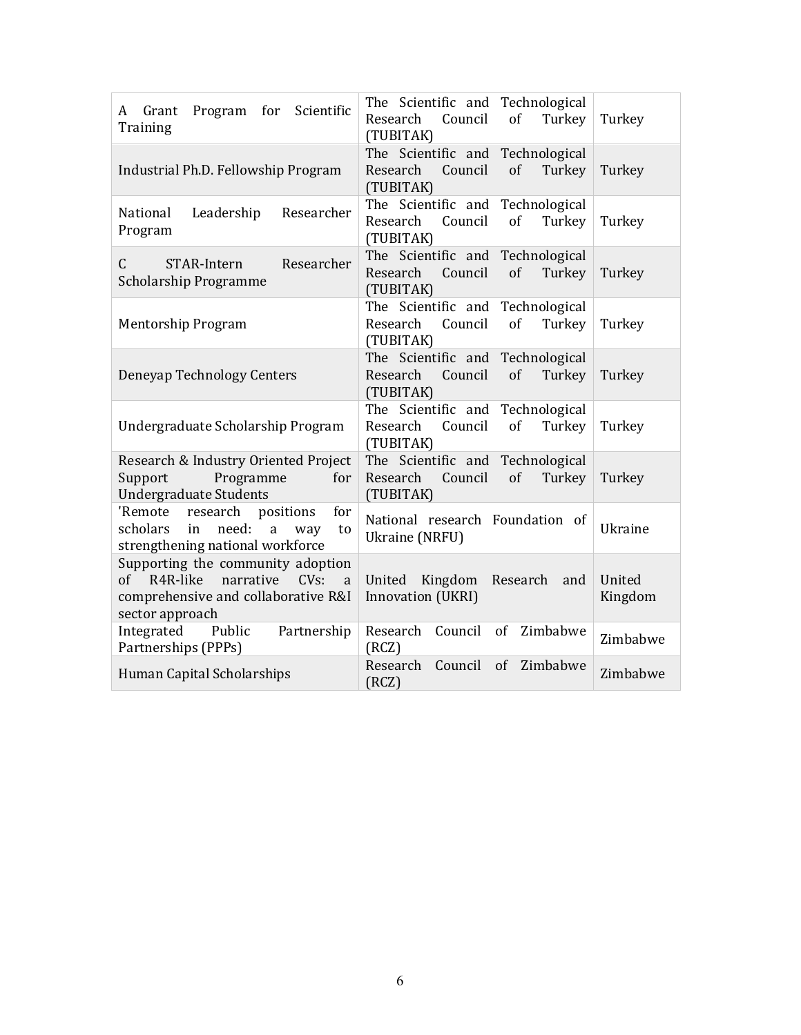| | | |
|---|---|---|
| A Grant Program for Scientific Training | The Scientific and Technological Research Council of Turkey (TUBITAK) | Turkey |
| Industrial Ph.D. Fellowship Program | The Scientific and Technological Research Council of Turkey (TUBITAK) | Turkey |
| National Leadership Researcher Program | The Scientific and Technological Research Council of Turkey (TUBITAK) | Turkey |
| C STAR-Intern Researcher Scholarship Programme | The Scientific and Technological Research Council of Turkey (TUBITAK) | Turkey |
| Mentorship Program | The Scientific and Technological Research Council of Turkey (TUBITAK) | Turkey |
| Deneyap Technology Centers | The Scientific and Technological Research Council of Turkey (TUBITAK) | Turkey |
| Undergraduate Scholarship Program | The Scientific and Technological Research Council of Turkey (TUBITAK) | Turkey |
| Research & Industry Oriented Project Support Programme for Undergraduate Students | The Scientific and Technological Research Council of Turkey (TUBITAK) | Turkey |
| 'Remote research positions for scholars in need: a way to strengthening national workforce | National research Foundation of Ukraine (NRFU) | Ukraine |
| Supporting the community adoption of R4R-like narrative CVs: a comprehensive and collaborative R&I sector approach | United Kingdom Research and Innovation (UKRI) | United Kingdom |
| Integrated Public Partnership Partnerships (PPPs) | Research Council of Zimbabwe (RCZ) | Zimbabwe |
| Human Capital Scholarships | Research Council of Zimbabwe (RCZ) | Zimbabwe |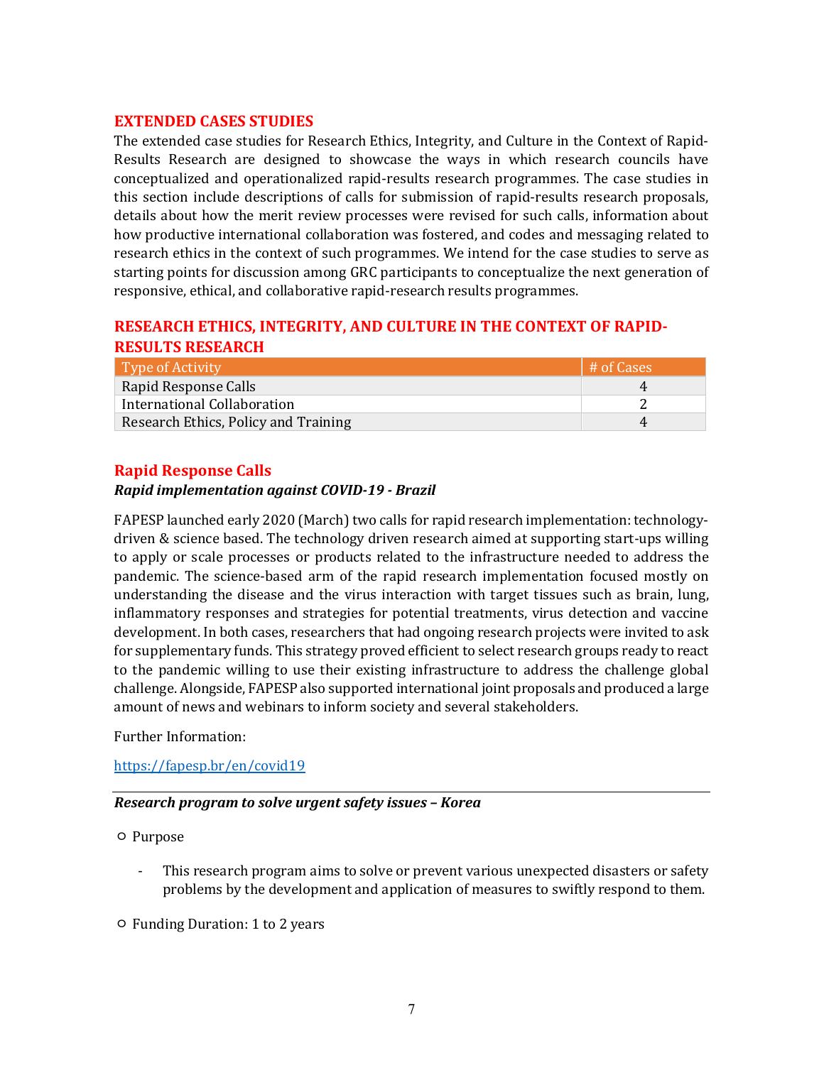## EXTENDED CASES STUDIES

The extended case studies for Research Ethics, Integrity, and Culture in the Context of Rapid-Results Research are designed to showcase the ways in which research councils have conceptualized and operationalized rapid-results research programmes. The case studies in this section include descriptions of calls for submission of rapid-results research proposals, details about how the merit review processes were revised for such calls, information about how productive international collaboration was fostered, and codes and messaging related to research ethics in the context of such programmes. We intend for the case studies to serve as starting points for discussion among GRC participants to conceptualize the next generation of responsive, ethical, and collaborative rapid-research results programmes.

## RESEARCH ETHICS, INTEGRITY, AND CULTURE IN THE CONTEXT OF RAPID-RESULTS RESEARCH

| Type of Activity | # of Cases |
| --- | --- |
| Rapid Response Calls | 4 |
| International Collaboration | 2 |
| Research Ethics, Policy and Training | 4 |

## Rapid Response Calls

### *Rapid implementation against COVID-19 - Brazil*

FAPESP launched early 2020 (March) two calls for rapid research implementation: technology-driven & science based. The technology driven research aimed at supporting start-ups willing to apply or scale processes or products related to the infrastructure needed to address the pandemic. The science-based arm of the rapid research implementation focused mostly on understanding the disease and the virus interaction with target tissues such as brain, lung, inflammatory responses and strategies for potential treatments, virus detection and vaccine development. In both cases, researchers that had ongoing research projects were invited to ask for supplementary funds. This strategy proved efficient to select research groups ready to react to the pandemic willing to use their existing infrastructure to address the challenge global challenge. Alongside, FAPESP also supported international joint proposals and produced a large amount of news and webinars to inform society and several stakeholders.

Further Information:

https://fapesp.br/en/covid19

---

### *Research program to solve urgent safety issues – Korea*

- Purpose
  - This research program aims to solve or prevent various unexpected disasters or safety problems by the development and application of measures to swiftly respond to them.
- Funding Duration: 1 to 2 years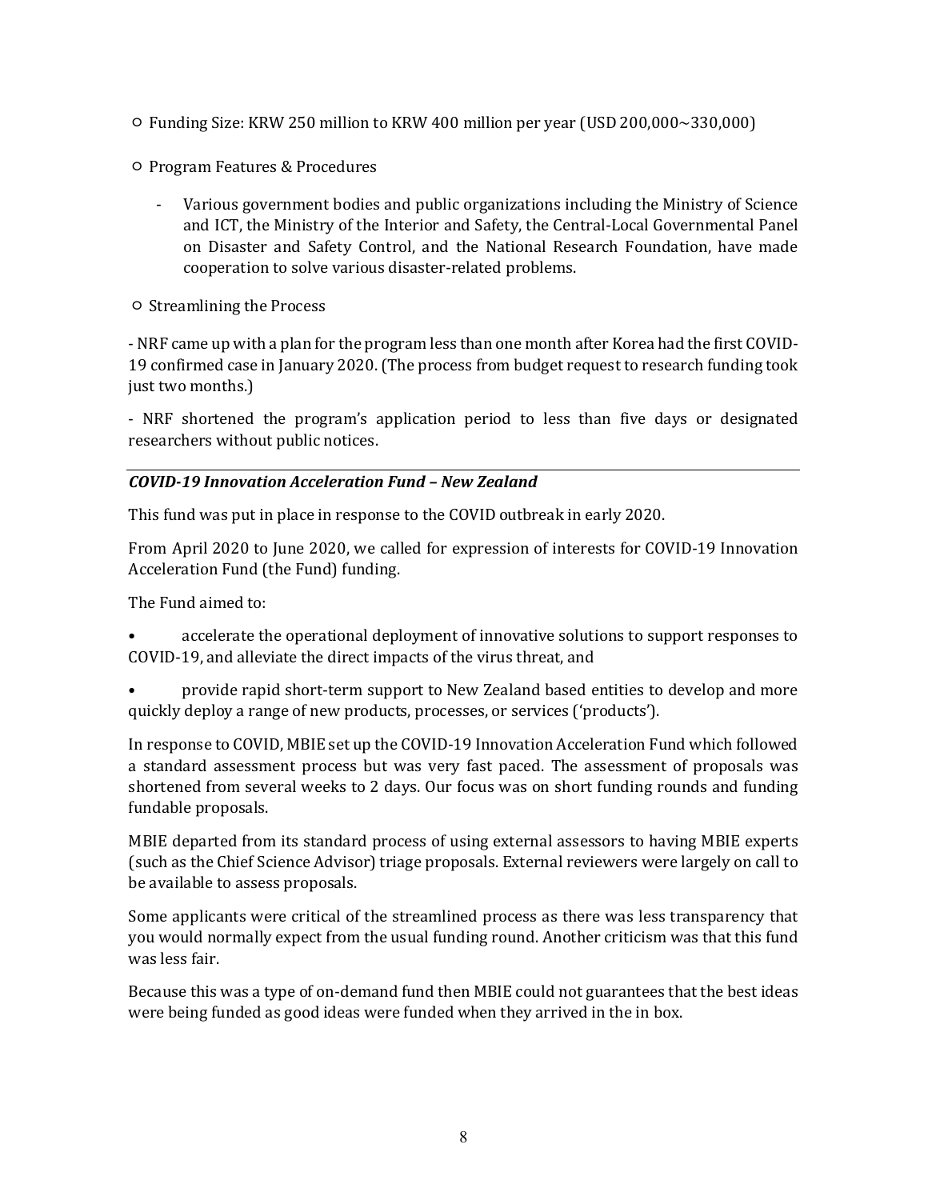○ Funding Size: KRW 250 million to KRW 400 million per year (USD 200,000~330,000)

○ Program Features & Procedures

- Various government bodies and public organizations including the Ministry of Science and ICT, the Ministry of the Interior and Safety, the Central-Local Governmental Panel on Disaster and Safety Control, and the National Research Foundation, have made cooperation to solve various disaster-related problems.

○ Streamlining the Process

- NRF came up with a plan for the program less than one month after Korea had the first COVID-19 confirmed case in January 2020. (The process from budget request to research funding took just two months.)

- NRF shortened the program's application period to less than five days or designated researchers without public notices.

---

***COVID-19 Innovation Acceleration Fund – New Zealand***

This fund was put in place in response to the COVID outbreak in early 2020.

From April 2020 to June 2020, we called for expression of interests for COVID-19 Innovation Acceleration Fund (the Fund) funding.

The Fund aimed to:

- accelerate the operational deployment of innovative solutions to support responses to COVID-19, and alleviate the direct impacts of the virus threat, and
- provide rapid short-term support to New Zealand based entities to develop and more quickly deploy a range of new products, processes, or services ('products').

In response to COVID, MBIE set up the COVID-19 Innovation Acceleration Fund which followed a standard assessment process but was very fast paced. The assessment of proposals was shortened from several weeks to 2 days. Our focus was on short funding rounds and funding fundable proposals.

MBIE departed from its standard process of using external assessors to having MBIE experts (such as the Chief Science Advisor) triage proposals. External reviewers were largely on call to be available to assess proposals.

Some applicants were critical of the streamlined process as there was less transparency that you would normally expect from the usual funding round. Another criticism was that this fund was less fair.

Because this was a type of on-demand fund then MBIE could not guarantees that the best ideas were being funded as good ideas were funded when they arrived in the in box.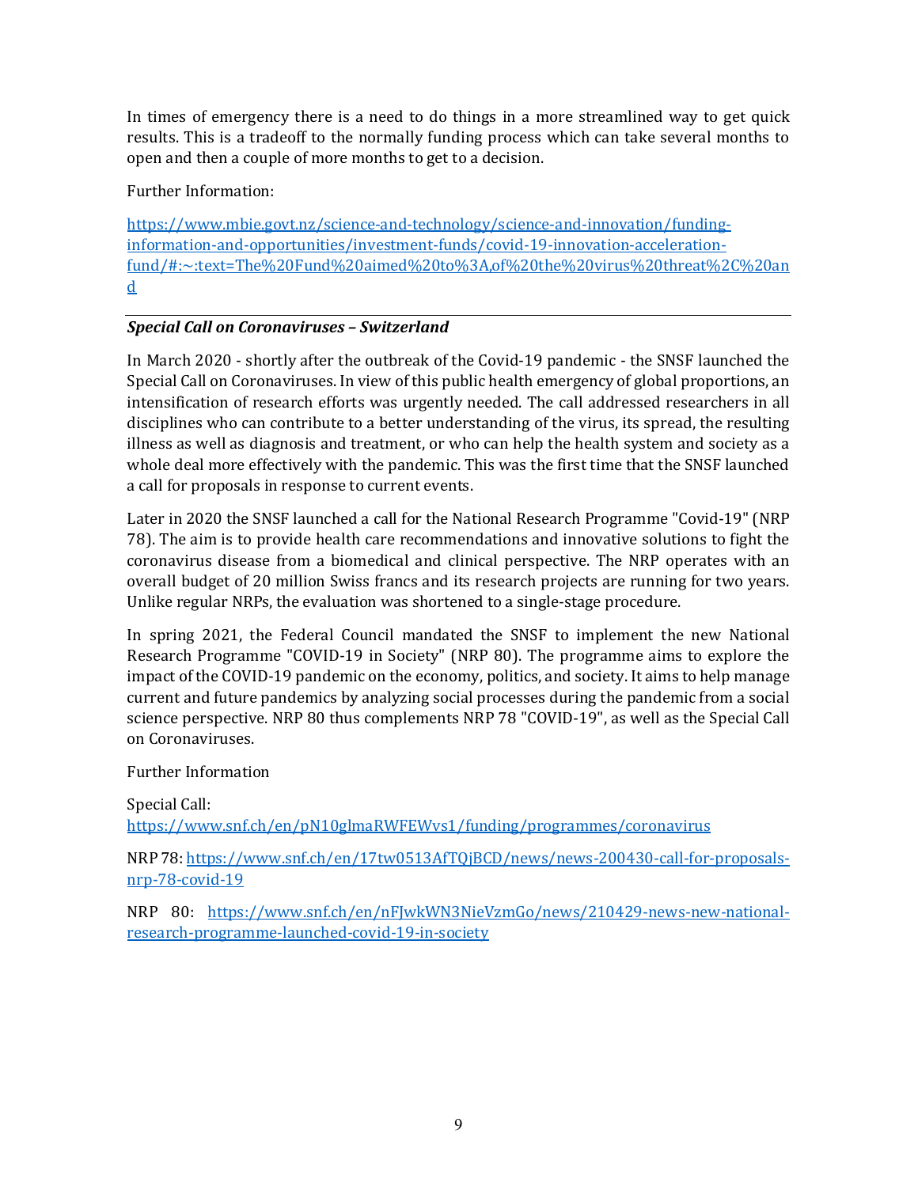In times of emergency there is a need to do things in a more streamlined way to get quick results. This is a tradeoff to the normally funding process which can take several months to open and then a couple of more months to get to a decision.

Further Information:

https://www.mbie.govt.nz/science-and-technology/science-and-innovation/funding-information-and-opportunities/investment-funds/covid-19-innovation-acceleration-fund/#:~:text=The%20Fund%20aimed%20to%3A,of%20the%20virus%20threat%2C%20and

---

***Special Call on Coronaviruses – Switzerland***

In March 2020 - shortly after the outbreak of the Covid-19 pandemic - the SNSF launched the Special Call on Coronaviruses. In view of this public health emergency of global proportions, an intensification of research efforts was urgently needed. The call addressed researchers in all disciplines who can contribute to a better understanding of the virus, its spread, the resulting illness as well as diagnosis and treatment, or who can help the health system and society as a whole deal more effectively with the pandemic. This was the first time that the SNSF launched a call for proposals in response to current events.

Later in 2020 the SNSF launched a call for the National Research Programme "Covid-19" (NRP 78). The aim is to provide health care recommendations and innovative solutions to fight the coronavirus disease from a biomedical and clinical perspective. The NRP operates with an overall budget of 20 million Swiss francs and its research projects are running for two years. Unlike regular NRPs, the evaluation was shortened to a single-stage procedure.

In spring 2021, the Federal Council mandated the SNSF to implement the new National Research Programme "COVID-19 in Society" (NRP 80). The programme aims to explore the impact of the COVID-19 pandemic on the economy, politics, and society. It aims to help manage current and future pandemics by analyzing social processes during the pandemic from a social science perspective. NRP 80 thus complements NRP 78 "COVID-19", as well as the Special Call on Coronaviruses.

Further Information

Special Call: https://www.snf.ch/en/pN10glmaRWFEWvs1/funding/programmes/coronavirus

NRP 78: https://www.snf.ch/en/17tw0513AfTQjBCD/news/news-200430-call-for-proposals-nrp-78-covid-19

NRP 80: https://www.snf.ch/en/nFJwkWN3NieVzmGo/news/210429-news-new-national-research-programme-launched-covid-19-in-society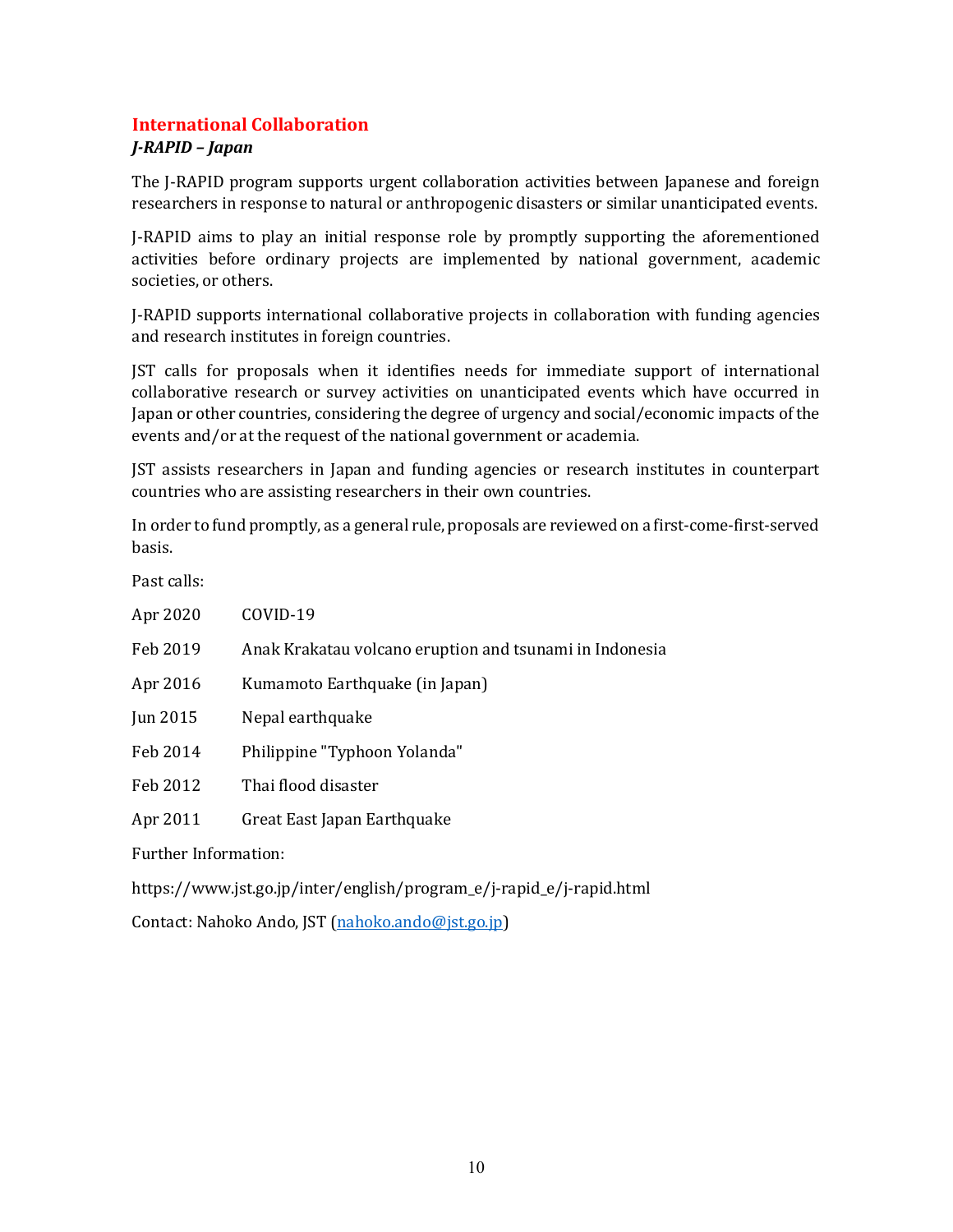## International Collaboration

### *J-RAPID – Japan*

The J-RAPID program supports urgent collaboration activities between Japanese and foreign researchers in response to natural or anthropogenic disasters or similar unanticipated events.

J-RAPID aims to play an initial response role by promptly supporting the aforementioned activities before ordinary projects are implemented by national government, academic societies, or others.

J-RAPID supports international collaborative projects in collaboration with funding agencies and research institutes in foreign countries.

JST calls for proposals when it identifies needs for immediate support of international collaborative research or survey activities on unanticipated events which have occurred in Japan or other countries, considering the degree of urgency and social/economic impacts of the events and/or at the request of the national government or academia.

JST assists researchers in Japan and funding agencies or research institutes in counterpart countries who are assisting researchers in their own countries.

In order to fund promptly, as a general rule, proposals are reviewed on a first-come-first-served basis.

Past calls:

| | |
|---|---|
| Apr 2020 | COVID-19 |
| Feb 2019 | Anak Krakatau volcano eruption and tsunami in Indonesia |
| Apr 2016 | Kumamoto Earthquake (in Japan) |
| Jun 2015 | Nepal earthquake |
| Feb 2014 | Philippine "Typhoon Yolanda" |
| Feb 2012 | Thai flood disaster |
| Apr 2011 | Great East Japan Earthquake |

Further Information:

https://www.jst.go.jp/inter/english/program_e/j-rapid_e/j-rapid.html

Contact: Nahoko Ando, JST (nahoko.ando@jst.go.jp)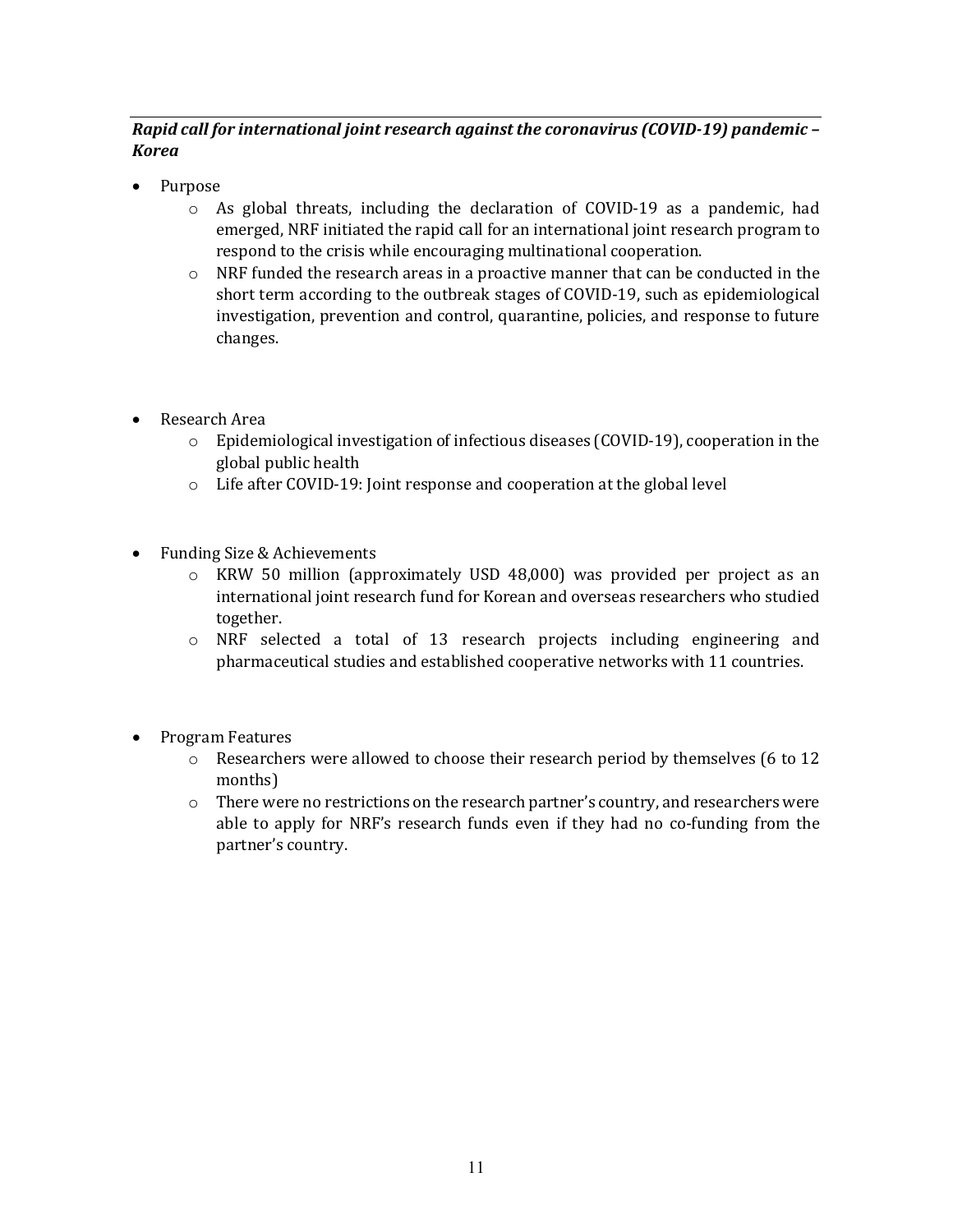***Rapid call for international joint research against the coronavirus (COVID-19) pandemic – Korea***

- Purpose
  - As global threats, including the declaration of COVID-19 as a pandemic, had emerged, NRF initiated the rapid call for an international joint research program to respond to the crisis while encouraging multinational cooperation.
  - NRF funded the research areas in a proactive manner that can be conducted in the short term according to the outbreak stages of COVID-19, such as epidemiological investigation, prevention and control, quarantine, policies, and response to future changes.

- Research Area
  - Epidemiological investigation of infectious diseases (COVID-19), cooperation in the global public health
  - Life after COVID-19: Joint response and cooperation at the global level

- Funding Size & Achievements
  - KRW 50 million (approximately USD 48,000) was provided per project as an international joint research fund for Korean and overseas researchers who studied together.
  - NRF selected a total of 13 research projects including engineering and pharmaceutical studies and established cooperative networks with 11 countries.

- Program Features
  - Researchers were allowed to choose their research period by themselves (6 to 12 months)
  - There were no restrictions on the research partner's country, and researchers were able to apply for NRF's research funds even if they had no co-funding from the partner's country.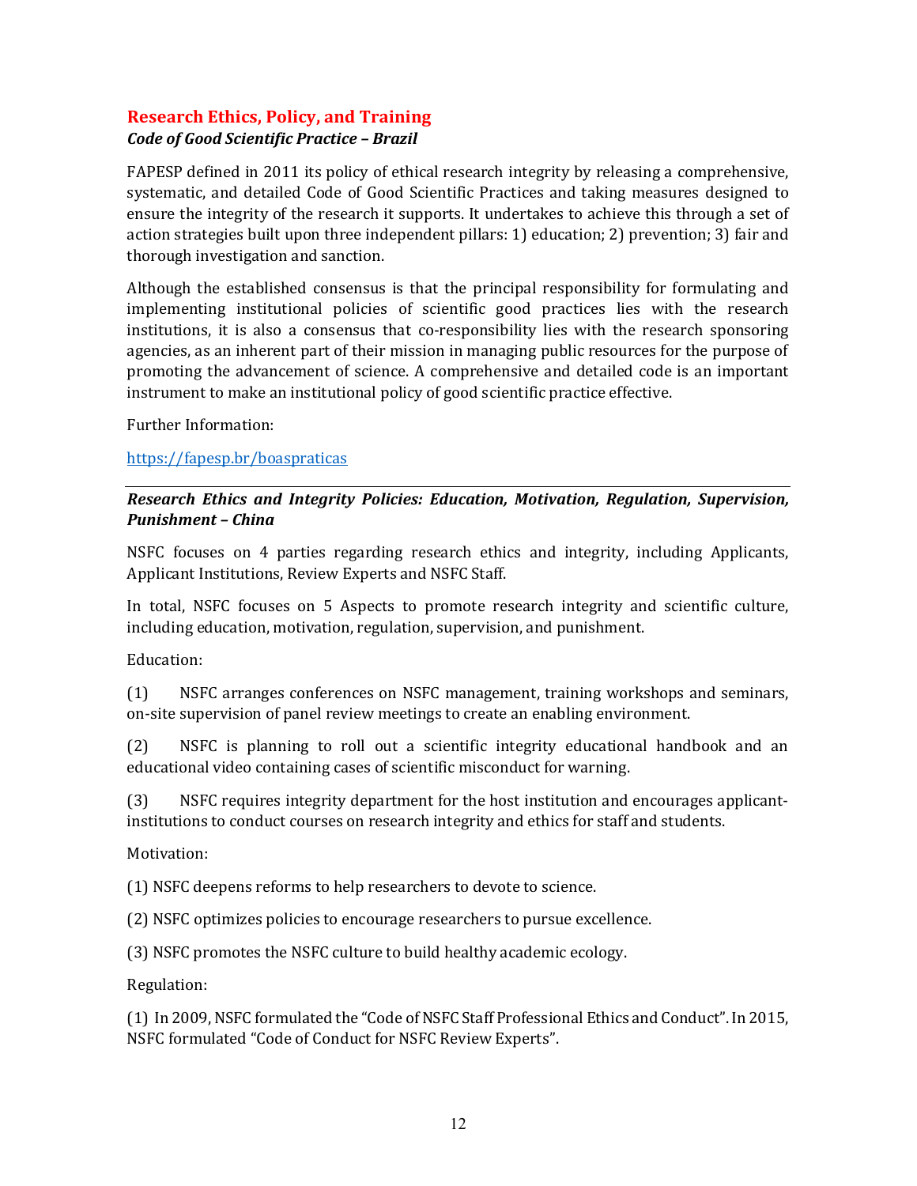## Research Ethics, Policy, and Training

### *Code of Good Scientific Practice – Brazil*

FAPESP defined in 2011 its policy of ethical research integrity by releasing a comprehensive, systematic, and detailed Code of Good Scientific Practices and taking measures designed to ensure the integrity of the research it supports. It undertakes to achieve this through a set of action strategies built upon three independent pillars: 1) education; 2) prevention; 3) fair and thorough investigation and sanction.

Although the established consensus is that the principal responsibility for formulating and implementing institutional policies of scientific good practices lies with the research institutions, it is also a consensus that co-responsibility lies with the research sponsoring agencies, as an inherent part of their mission in managing public resources for the purpose of promoting the advancement of science. A comprehensive and detailed code is an important instrument to make an institutional policy of good scientific practice effective.

Further Information:

https://fapesp.br/boaspraticas

---

### *Research Ethics and Integrity Policies: Education, Motivation, Regulation, Supervision, Punishment – China*

NSFC focuses on 4 parties regarding research ethics and integrity, including Applicants, Applicant Institutions, Review Experts and NSFC Staff.

In total, NSFC focuses on 5 Aspects to promote research integrity and scientific culture, including education, motivation, regulation, supervision, and punishment.

Education:

(1) NSFC arranges conferences on NSFC management, training workshops and seminars, on-site supervision of panel review meetings to create an enabling environment.

(2) NSFC is planning to roll out a scientific integrity educational handbook and an educational video containing cases of scientific misconduct for warning.

(3) NSFC requires integrity department for the host institution and encourages applicant-institutions to conduct courses on research integrity and ethics for staff and students.

Motivation:

(1) NSFC deepens reforms to help researchers to devote to science.

(2) NSFC optimizes policies to encourage researchers to pursue excellence.

(3) NSFC promotes the NSFC culture to build healthy academic ecology.

Regulation:

(1) In 2009, NSFC formulated the "Code of NSFC Staff Professional Ethics and Conduct". In 2015, NSFC formulated "Code of Conduct for NSFC Review Experts".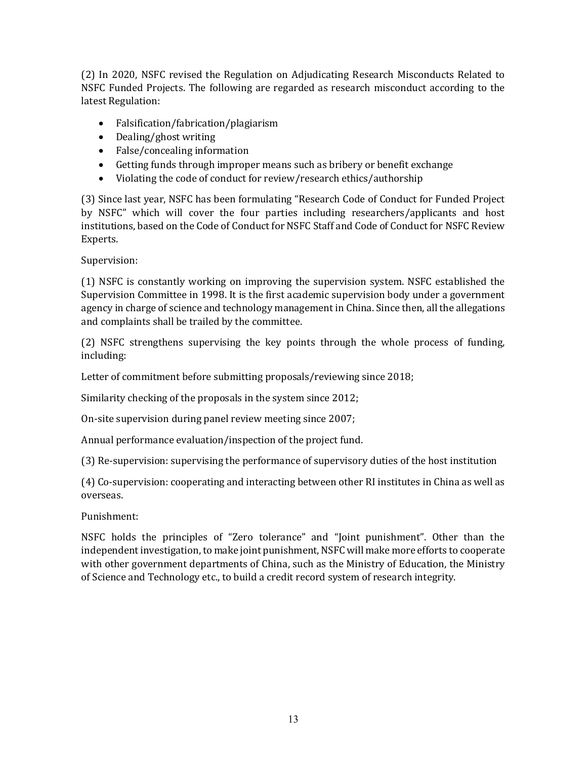(2) In 2020, NSFC revised the Regulation on Adjudicating Research Misconducts Related to NSFC Funded Projects. The following are regarded as research misconduct according to the latest Regulation:

- Falsification/fabrication/plagiarism
- Dealing/ghost writing
- False/concealing information
- Getting funds through improper means such as bribery or benefit exchange
- Violating the code of conduct for review/research ethics/authorship

(3) Since last year, NSFC has been formulating "Research Code of Conduct for Funded Project by NSFC" which will cover the four parties including researchers/applicants and host institutions, based on the Code of Conduct for NSFC Staff and Code of Conduct for NSFC Review Experts.

Supervision:

(1) NSFC is constantly working on improving the supervision system. NSFC established the Supervision Committee in 1998. It is the first academic supervision body under a government agency in charge of science and technology management in China. Since then, all the allegations and complaints shall be trailed by the committee.

(2) NSFC strengthens supervising the key points through the whole process of funding, including:

Letter of commitment before submitting proposals/reviewing since 2018;

Similarity checking of the proposals in the system since 2012;

On-site supervision during panel review meeting since 2007;

Annual performance evaluation/inspection of the project fund.

(3) Re-supervision: supervising the performance of supervisory duties of the host institution

(4) Co-supervision: cooperating and interacting between other RI institutes in China as well as overseas.

Punishment:

NSFC holds the principles of "Zero tolerance" and "Joint punishment". Other than the independent investigation, to make joint punishment, NSFC will make more efforts to cooperate with other government departments of China, such as the Ministry of Education, the Ministry of Science and Technology etc., to build a credit record system of research integrity.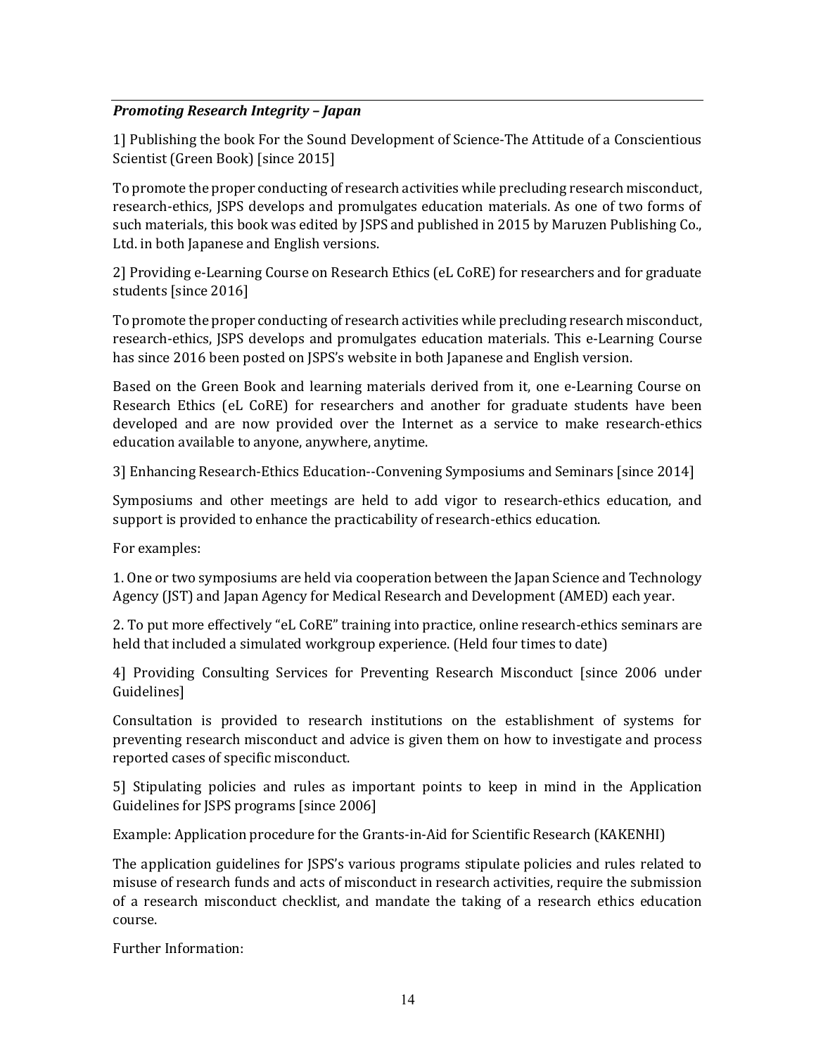***Promoting Research Integrity – Japan***

1] Publishing the book For the Sound Development of Science-The Attitude of a Conscientious Scientist (Green Book) [since 2015]

To promote the proper conducting of research activities while precluding research misconduct, research-ethics, JSPS develops and promulgates education materials. As one of two forms of such materials, this book was edited by JSPS and published in 2015 by Maruzen Publishing Co., Ltd. in both Japanese and English versions.

2] Providing e-Learning Course on Research Ethics (eL CoRE) for researchers and for graduate students [since 2016]

To promote the proper conducting of research activities while precluding research misconduct, research-ethics, JSPS develops and promulgates education materials. This e-Learning Course has since 2016 been posted on JSPS's website in both Japanese and English version.

Based on the Green Book and learning materials derived from it, one e-Learning Course on Research Ethics (eL CoRE) for researchers and another for graduate students have been developed and are now provided over the Internet as a service to make research-ethics education available to anyone, anywhere, anytime.

3] Enhancing Research-Ethics Education--Convening Symposiums and Seminars [since 2014]

Symposiums and other meetings are held to add vigor to research-ethics education, and support is provided to enhance the practicability of research-ethics education.

For examples:

1. One or two symposiums are held via cooperation between the Japan Science and Technology Agency (JST) and Japan Agency for Medical Research and Development (AMED) each year.

2. To put more effectively "eL CoRE" training into practice, online research-ethics seminars are held that included a simulated workgroup experience. (Held four times to date)

4] Providing Consulting Services for Preventing Research Misconduct [since 2006 under Guidelines]

Consultation is provided to research institutions on the establishment of systems for preventing research misconduct and advice is given them on how to investigate and process reported cases of specific misconduct.

5] Stipulating policies and rules as important points to keep in mind in the Application Guidelines for JSPS programs [since 2006]

Example: Application procedure for the Grants-in-Aid for Scientific Research (KAKENHI)

The application guidelines for JSPS's various programs stipulate policies and rules related to misuse of research funds and acts of misconduct in research activities, require the submission of a research misconduct checklist, and mandate the taking of a research ethics education course.

Further Information: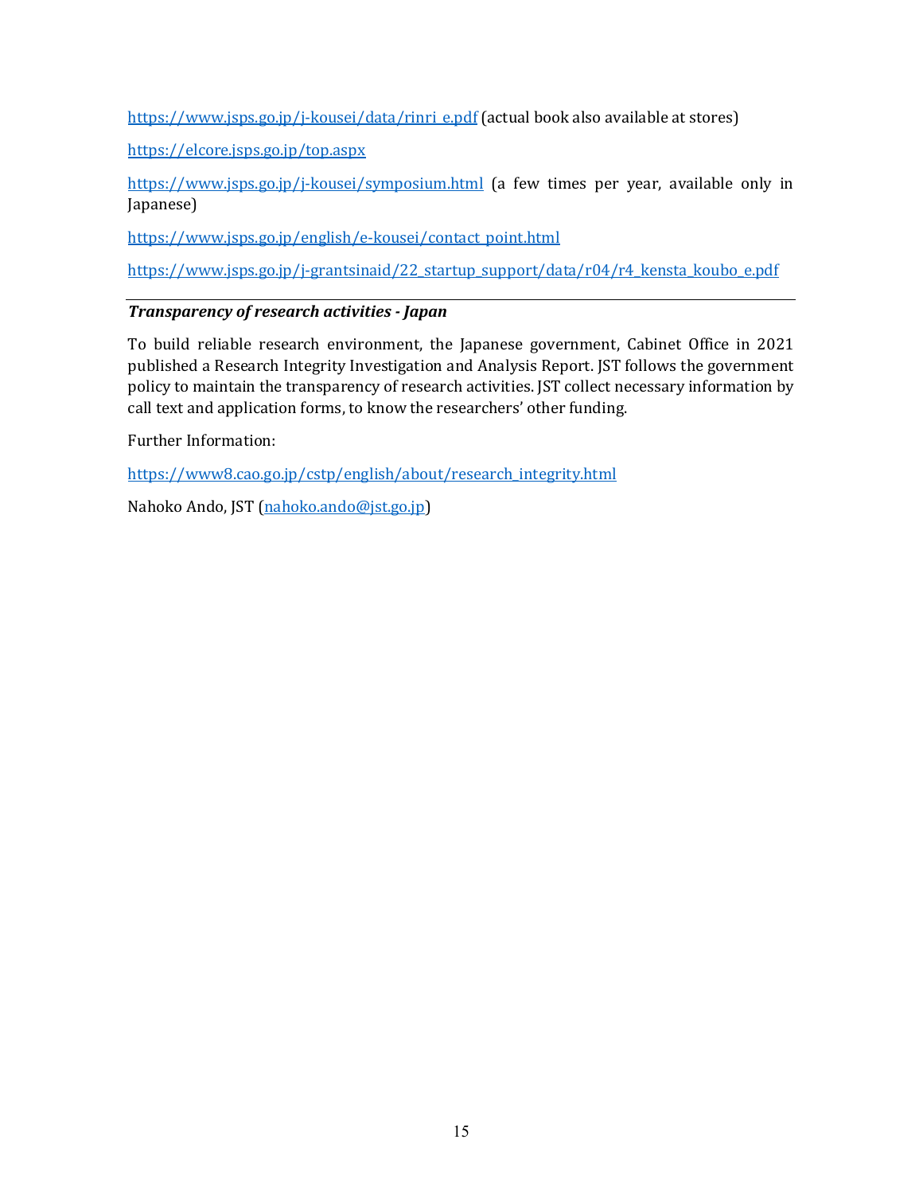https://www.jsps.go.jp/j-kousei/data/rinri_e.pdf (actual book also available at stores)

https://elcore.jsps.go.jp/top.aspx

https://www.jsps.go.jp/j-kousei/symposium.html (a few times per year, available only in Japanese)

https://www.jsps.go.jp/english/e-kousei/contact_point.html

https://www.jsps.go.jp/j-grantsinaid/22_startup_support/data/r04/r4_kensta_koubo_e.pdf

---

***Transparency of research activities - Japan***

To build reliable research environment, the Japanese government, Cabinet Office in 2021 published a Research Integrity Investigation and Analysis Report. JST follows the government policy to maintain the transparency of research activities. JST collect necessary information by call text and application forms, to know the researchers' other funding.

Further Information:

https://www8.cao.go.jp/cstp/english/about/research_integrity.html

Nahoko Ando, JST (nahoko.ando@jst.go.jp)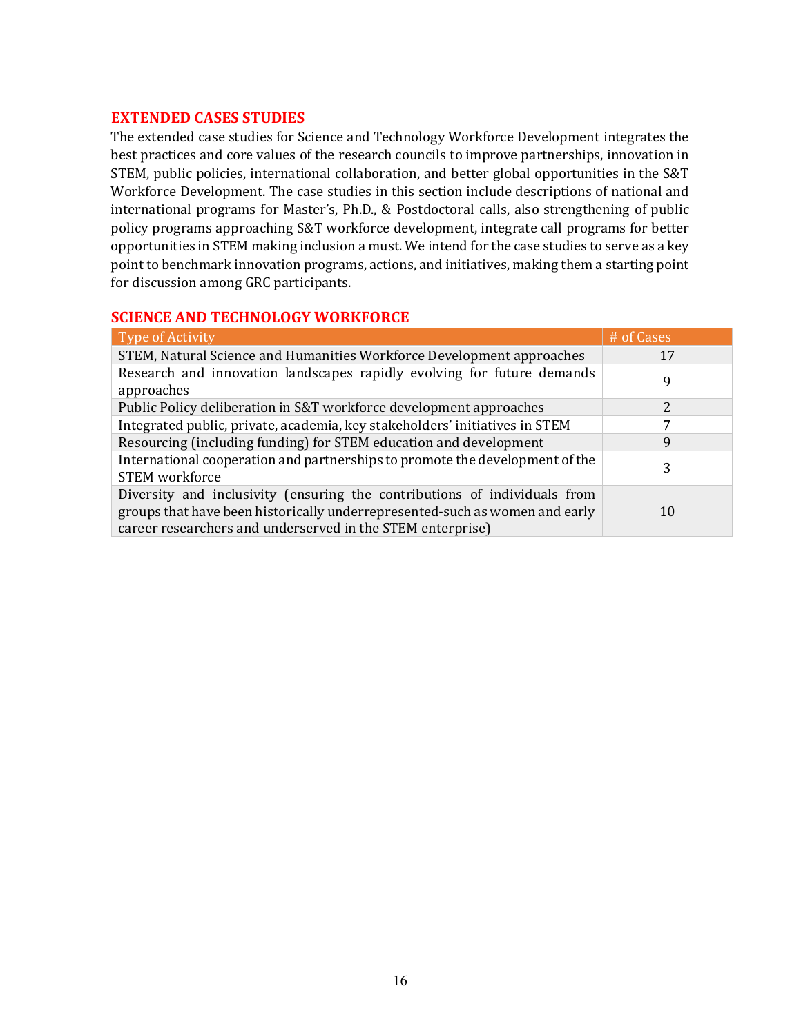## EXTENDED CASES STUDIES

The extended case studies for Science and Technology Workforce Development integrates the best practices and core values of the research councils to improve partnerships, innovation in STEM, public policies, international collaboration, and better global opportunities in the S&T Workforce Development. The case studies in this section include descriptions of national and international programs for Master's, Ph.D., & Postdoctoral calls, also strengthening of public policy programs approaching S&T workforce development, integrate call programs for better opportunities in STEM making inclusion a must. We intend for the case studies to serve as a key point to benchmark innovation programs, actions, and initiatives, making them a starting point for discussion among GRC participants.

## SCIENCE AND TECHNOLOGY WORKFORCE

| Type of Activity | # of Cases |
|---|---|
| STEM, Natural Science and Humanities Workforce Development approaches | 17 |
| Research and innovation landscapes rapidly evolving for future demands approaches | 9 |
| Public Policy deliberation in S&T workforce development approaches | 2 |
| Integrated public, private, academia, key stakeholders' initiatives in STEM | 7 |
| Resourcing (including funding) for STEM education and development | 9 |
| International cooperation and partnerships to promote the development of the STEM workforce | 3 |
| Diversity and inclusivity (ensuring the contributions of individuals from groups that have been historically underrepresented-such as women and early career researchers and underserved in the STEM enterprise) | 10 |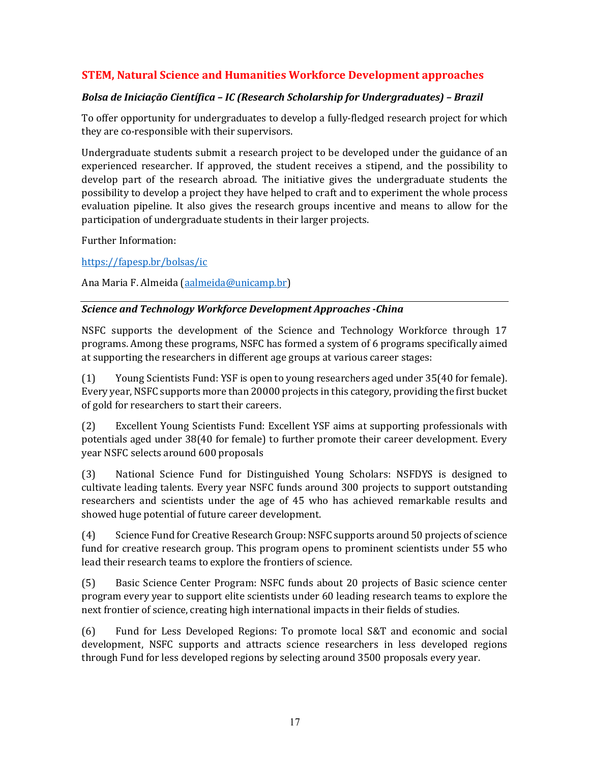## STEM, Natural Science and Humanities Workforce Development approaches

### *Bolsa de Iniciação Científica – IC (Research Scholarship for Undergraduates) – Brazil*

To offer opportunity for undergraduates to develop a fully-fledged research project for which they are co-responsible with their supervisors.

Undergraduate students submit a research project to be developed under the guidance of an experienced researcher. If approved, the student receives a stipend, and the possibility to develop part of the research abroad. The initiative gives the undergraduate students the possibility to develop a project they have helped to craft and to experiment the whole process evaluation pipeline. It also gives the research groups incentive and means to allow for the participation of undergraduate students in their larger projects.

Further Information:

https://fapesp.br/bolsas/ic

Ana Maria F. Almeida (aalmeida@unicamp.br)

---

### *Science and Technology Workforce Development Approaches -China*

NSFC supports the development of the Science and Technology Workforce through 17 programs. Among these programs, NSFC has formed a system of 6 programs specifically aimed at supporting the researchers in different age groups at various career stages:

(1) Young Scientists Fund: YSF is open to young researchers aged under 35(40 for female). Every year, NSFC supports more than 20000 projects in this category, providing the first bucket of gold for researchers to start their careers.

(2) Excellent Young Scientists Fund: Excellent YSF aims at supporting professionals with potentials aged under 38(40 for female) to further promote their career development. Every year NSFC selects around 600 proposals

(3) National Science Fund for Distinguished Young Scholars: NSFDYS is designed to cultivate leading talents. Every year NSFC funds around 300 projects to support outstanding researchers and scientists under the age of 45 who has achieved remarkable results and showed huge potential of future career development.

(4) Science Fund for Creative Research Group: NSFC supports around 50 projects of science fund for creative research group. This program opens to prominent scientists under 55 who lead their research teams to explore the frontiers of science.

(5) Basic Science Center Program: NSFC funds about 20 projects of Basic science center program every year to support elite scientists under 60 leading research teams to explore the next frontier of science, creating high international impacts in their fields of studies.

(6) Fund for Less Developed Regions: To promote local S&T and economic and social development, NSFC supports and attracts science researchers in less developed regions through Fund for less developed regions by selecting around 3500 proposals every year.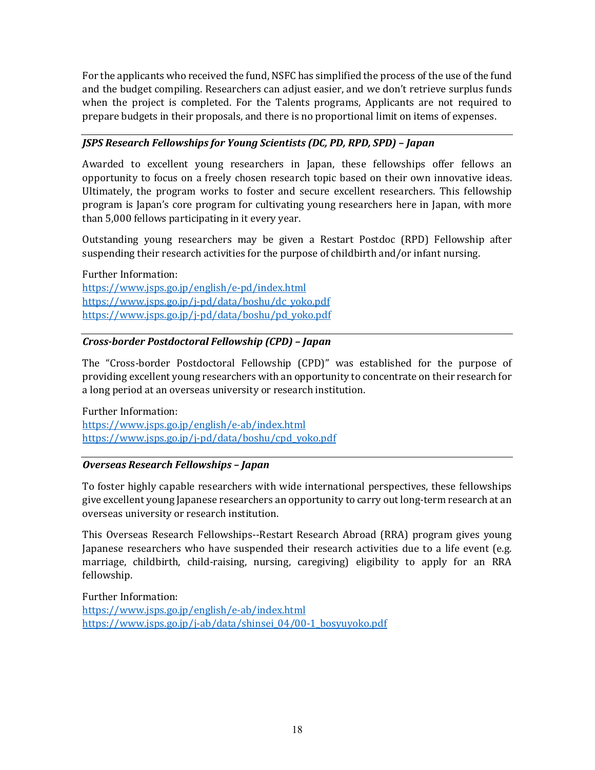For the applicants who received the fund, NSFC has simplified the process of the use of the fund and the budget compiling. Researchers can adjust easier, and we don't retrieve surplus funds when the project is completed. For the Talents programs, Applicants are not required to prepare budgets in their proposals, and there is no proportional limit on items of expenses.

---

***JSPS Research Fellowships for Young Scientists (DC, PD, RPD, SPD) – Japan***

Awarded to excellent young researchers in Japan, these fellowships offer fellows an opportunity to focus on a freely chosen research topic based on their own innovative ideas. Ultimately, the program works to foster and secure excellent researchers. This fellowship program is Japan's core program for cultivating young researchers here in Japan, with more than 5,000 fellows participating in it every year.

Outstanding young researchers may be given a Restart Postdoc (RPD) Fellowship after suspending their research activities for the purpose of childbirth and/or infant nursing.

Further Information:
https://www.jsps.go.jp/english/e-pd/index.html
https://www.jsps.go.jp/j-pd/data/boshu/dc_yoko.pdf
https://www.jsps.go.jp/j-pd/data/boshu/pd_yoko.pdf

---

***Cross-border Postdoctoral Fellowship (CPD) – Japan***

The "Cross-border Postdoctoral Fellowship (CPD)" was established for the purpose of providing excellent young researchers with an opportunity to concentrate on their research for a long period at an overseas university or research institution.

Further Information:
https://www.jsps.go.jp/english/e-ab/index.html
https://www.jsps.go.jp/j-pd/data/boshu/cpd_yoko.pdf

---

***Overseas Research Fellowships – Japan***

To foster highly capable researchers with wide international perspectives, these fellowships give excellent young Japanese researchers an opportunity to carry out long-term research at an overseas university or research institution.

This Overseas Research Fellowships--Restart Research Abroad (RRA) program gives young Japanese researchers who have suspended their research activities due to a life event (e.g. marriage, childbirth, child-raising, nursing, caregiving) eligibility to apply for an RRA fellowship.

Further Information:
https://www.jsps.go.jp/english/e-ab/index.html
https://www.jsps.go.jp/j-ab/data/shinsei_04/00-1_bosyuyoko.pdf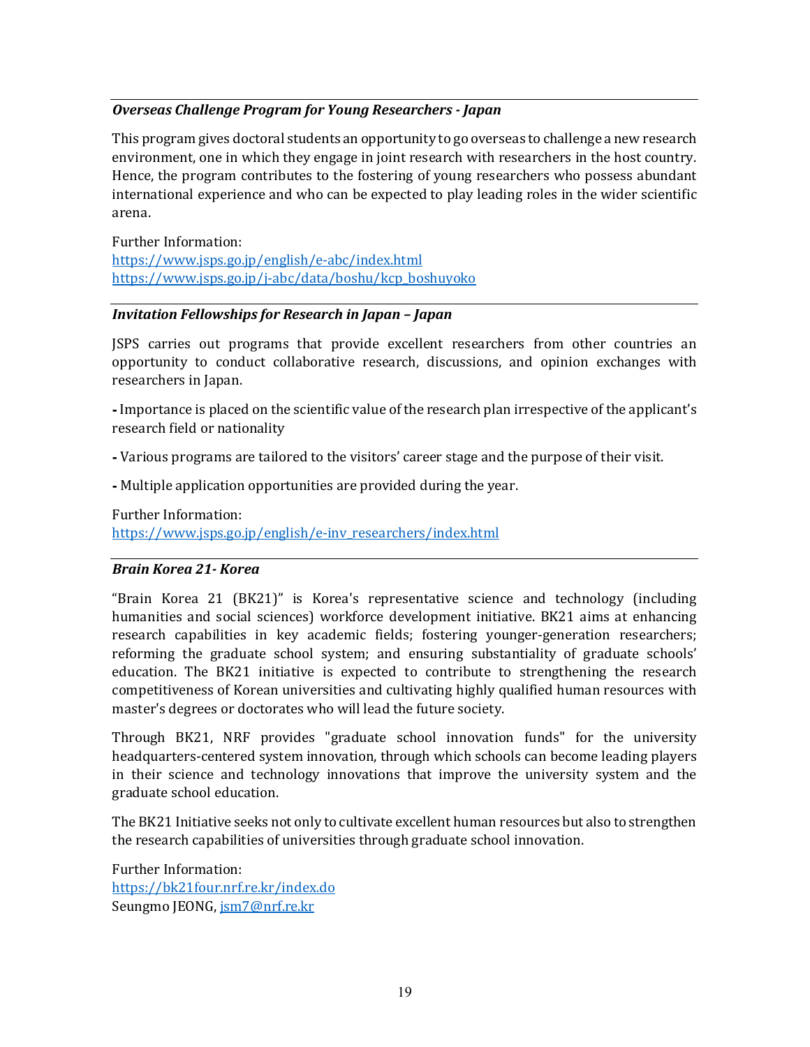---

***Overseas Challenge Program for Young Researchers - Japan***

This program gives doctoral students an opportunity to go overseas to challenge a new research environment, one in which they engage in joint research with researchers in the host country. Hence, the program contributes to the fostering of young researchers who possess abundant international experience and who can be expected to play leading roles in the wider scientific arena.

Further Information:
[https://www.jsps.go.jp/english/e-abc/index.html](https://www.jsps.go.jp/english/e-abc/index.html)
[https://www.jsps.go.jp/j-abc/data/boshu/kcp_boshuyoko](https://www.jsps.go.jp/j-abc/data/boshu/kcp_boshuyoko)

---

***Invitation Fellowships for Research in Japan – Japan***

JSPS carries out programs that provide excellent researchers from other countries an opportunity to conduct collaborative research, discussions, and opinion exchanges with researchers in Japan.

**-** Importance is placed on the scientific value of the research plan irrespective of the applicant's research field or nationality

**-** Various programs are tailored to the visitors' career stage and the purpose of their visit.

**-** Multiple application opportunities are provided during the year.

Further Information:
[https://www.jsps.go.jp/english/e-inv_researchers/index.html](https://www.jsps.go.jp/english/e-inv_researchers/index.html)

---

***Brain Korea 21- Korea***

"Brain Korea 21 (BK21)" is Korea's representative science and technology (including humanities and social sciences) workforce development initiative. BK21 aims at enhancing research capabilities in key academic fields; fostering younger-generation researchers; reforming the graduate school system; and ensuring substantiality of graduate schools' education. The BK21 initiative is expected to contribute to strengthening the research competitiveness of Korean universities and cultivating highly qualified human resources with master's degrees or doctorates who will lead the future society.

Through BK21, NRF provides "graduate school innovation funds" for the university headquarters-centered system innovation, through which schools can become leading players in their science and technology innovations that improve the university system and the graduate school education.

The BK21 Initiative seeks not only to cultivate excellent human resources but also to strengthen the research capabilities of universities through graduate school innovation.

Further Information:
[https://bk21four.nrf.re.kr/index.do](https://bk21four.nrf.re.kr/index.do)
Seungmo JEONG, [jsm7@nrf.re.kr](mailto:jsm7@nrf.re.kr)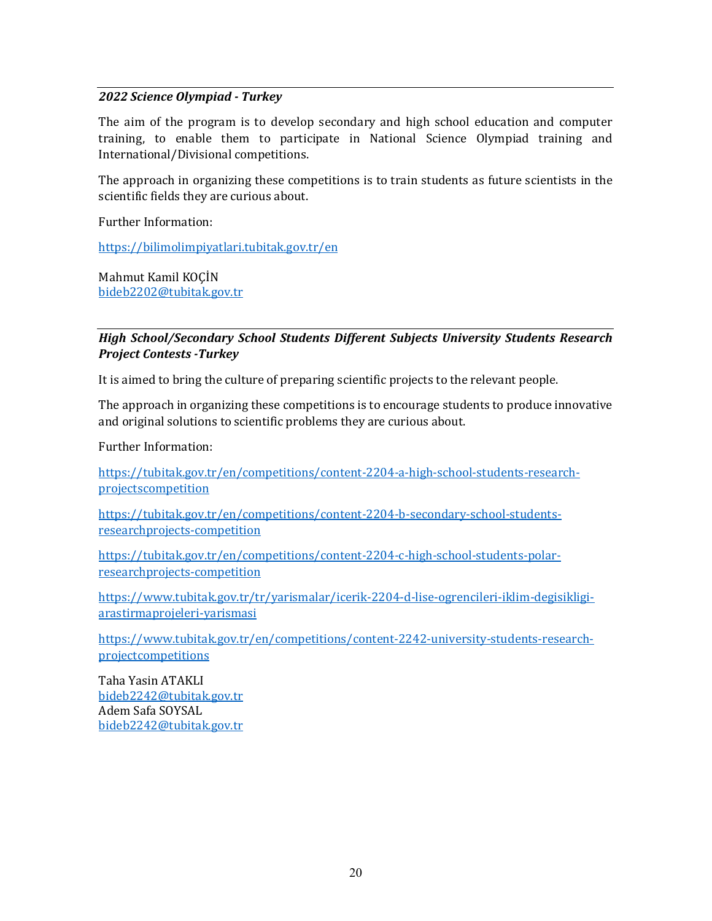***2022 Science Olympiad - Turkey***

The aim of the program is to develop secondary and high school education and computer training, to enable them to participate in National Science Olympiad training and International/Divisional competitions.

The approach in organizing these competitions is to train students as future scientists in the scientific fields they are curious about.

Further Information:

https://bilimolimpiyatlari.tubitak.gov.tr/en

Mahmut Kamil KOÇİN
bideb2202@tubitak.gov.tr

***High School/Secondary School Students Different Subjects University Students Research Project Contests -Turkey***

It is aimed to bring the culture of preparing scientific projects to the relevant people.

The approach in organizing these competitions is to encourage students to produce innovative and original solutions to scientific problems they are curious about.

Further Information:

https://tubitak.gov.tr/en/competitions/content-2204-a-high-school-students-research-projectscompetition

https://tubitak.gov.tr/en/competitions/content-2204-b-secondary-school-students-researchprojects-competition

https://tubitak.gov.tr/en/competitions/content-2204-c-high-school-students-polar-researchprojects-competition

https://www.tubitak.gov.tr/tr/yarismalar/icerik-2204-d-lise-ogrencileri-iklim-degisikligi-arastirmaprojeleri-yarismasi

https://www.tubitak.gov.tr/en/competitions/content-2242-university-students-research-projectcompetitions

Taha Yasin ATAKLI
bideb2242@tubitak.gov.tr
Adem Safa SOYSAL
bideb2242@tubitak.gov.tr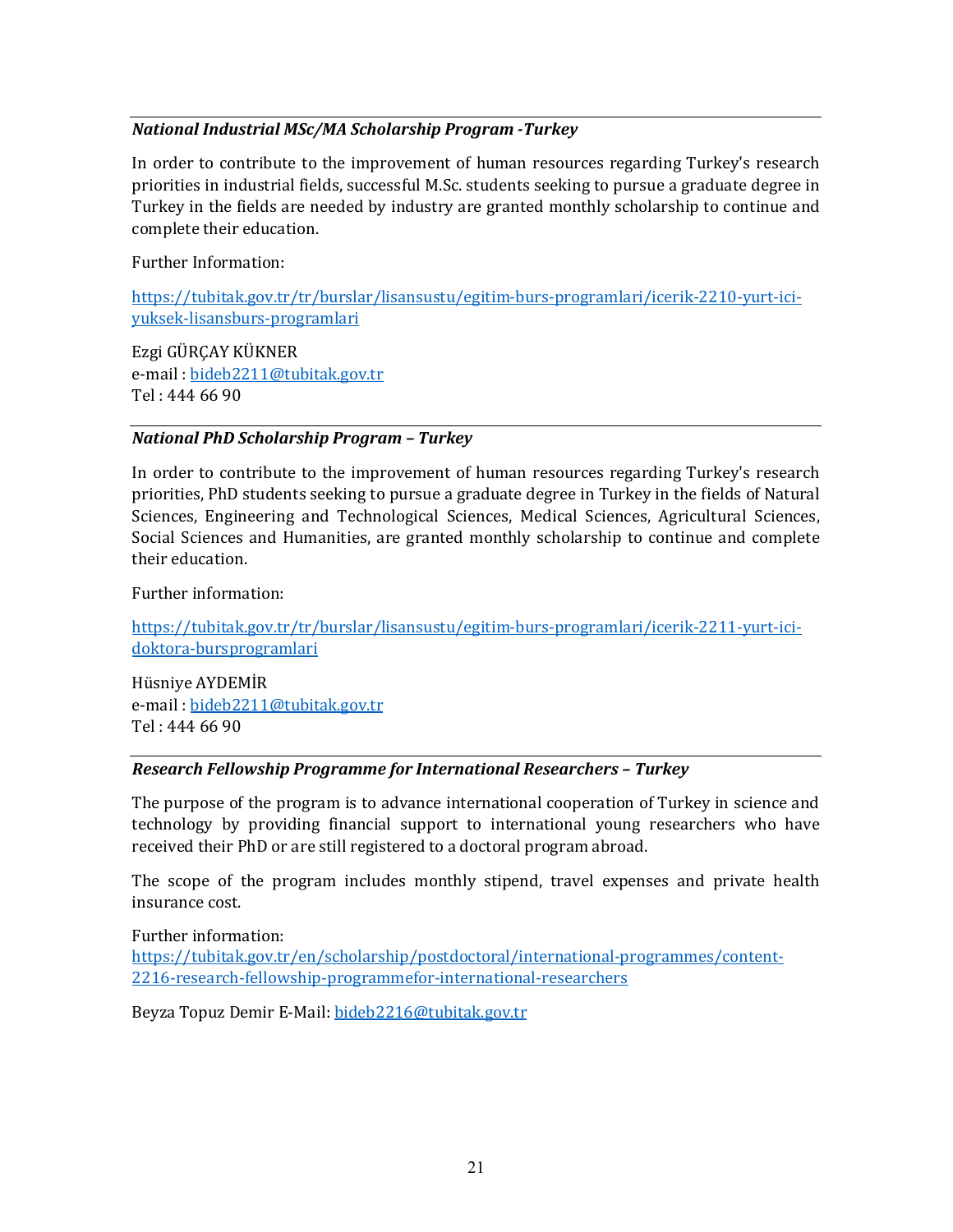***National Industrial MSc/MA Scholarship Program -Turkey***

In order to contribute to the improvement of human resources regarding Turkey's research priorities in industrial fields, successful M.Sc. students seeking to pursue a graduate degree in Turkey in the fields are needed by industry are granted monthly scholarship to continue and complete their education.

Further Information:

https://tubitak.gov.tr/tr/burslar/lisansustu/egitim-burs-programlari/icerik-2210-yurt-ici-yuksek-lisansburs-programlari

Ezgi GÜRÇAY KÜKNER
e-mail : bideb2211@tubitak.gov.tr
Tel : 444 66 90

***National PhD Scholarship Program – Turkey***

In order to contribute to the improvement of human resources regarding Turkey's research priorities, PhD students seeking to pursue a graduate degree in Turkey in the fields of Natural Sciences, Engineering and Technological Sciences, Medical Sciences, Agricultural Sciences, Social Sciences and Humanities, are granted monthly scholarship to continue and complete their education.

Further information:

https://tubitak.gov.tr/tr/burslar/lisansustu/egitim-burs-programlari/icerik-2211-yurt-ici-doktora-bursprogramlari

Hüsniye AYDEMİR
e-mail : bideb2211@tubitak.gov.tr
Tel : 444 66 90

***Research Fellowship Programme for International Researchers – Turkey***

The purpose of the program is to advance international cooperation of Turkey in science and technology by providing financial support to international young researchers who have received their PhD or are still registered to a doctoral program abroad.

The scope of the program includes monthly stipend, travel expenses and private health insurance cost.

Further information:
https://tubitak.gov.tr/en/scholarship/postdoctoral/international-programmes/content-2216-research-fellowship-programmefor-international-researchers

Beyza Topuz Demir E-Mail: bideb2216@tubitak.gov.tr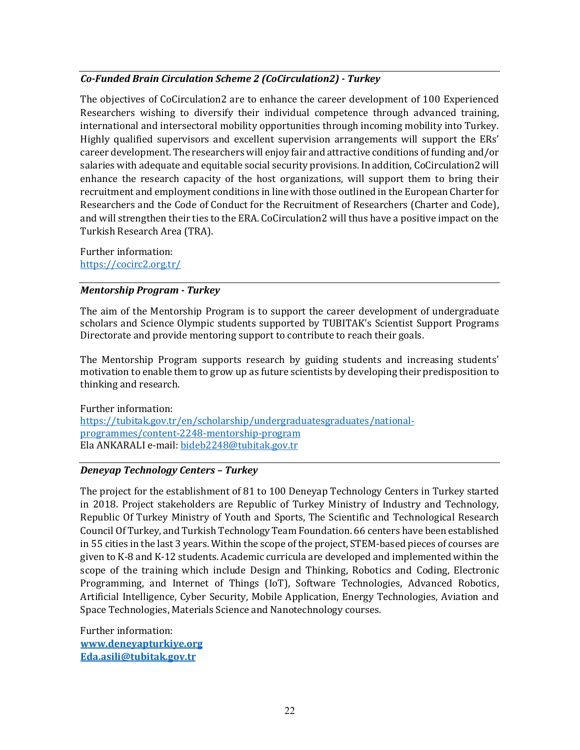***Co-Funded Brain Circulation Scheme 2 (CoCirculation2) - Turkey***

The objectives of CoCirculation2 are to enhance the career development of 100 Experienced Researchers wishing to diversify their individual competence through advanced training, international and intersectoral mobility opportunities through incoming mobility into Turkey. Highly qualified supervisors and excellent supervision arrangements will support the ERs' career development. The researchers will enjoy fair and attractive conditions of funding and/or salaries with adequate and equitable social security provisions. In addition, CoCirculation2 will enhance the research capacity of the host organizations, will support them to bring their recruitment and employment conditions in line with those outlined in the European Charter for Researchers and the Code of Conduct for the Recruitment of Researchers (Charter and Code), and will strengthen their ties to the ERA. CoCirculation2 will thus have a positive impact on the Turkish Research Area (TRA).

Further information:
https://cocirc2.org.tr/

***Mentorship Program - Turkey***

The aim of the Mentorship Program is to support the career development of undergraduate scholars and Science Olympic students supported by TUBITAK's Scientist Support Programs Directorate and provide mentoring support to contribute to reach their goals.

The Mentorship Program supports research by guiding students and increasing students' motivation to enable them to grow up as future scientists by developing their predisposition to thinking and research.

Further information:
https://tubitak.gov.tr/en/scholarship/undergraduatesgraduates/national-programmes/content-2248-mentorship-program
Ela ANKARALI e-mail: bideb2248@tubitak.gov.tr

***Deneyap Technology Centers – Turkey***

The project for the establishment of 81 to 100 Deneyap Technology Centers in Turkey started in 2018. Project stakeholders are Republic of Turkey Ministry of Industry and Technology, Republic Of Turkey Ministry of Youth and Sports, The Scientific and Technological Research Council Of Turkey, and Turkish Technology Team Foundation. 66 centers have been established in 55 cities in the last 3 years. Within the scope of the project, STEM-based pieces of courses are given to K-8 and K-12 students. Academic curricula are developed and implemented within the scope of the training which include Design and Thinking, Robotics and Coding, Electronic Programming, and Internet of Things (IoT), Software Technologies, Advanced Robotics, Artificial Intelligence, Cyber Security, Mobile Application, Energy Technologies, Aviation and Space Technologies, Materials Science and Nanotechnology courses.

Further information:
**www.deneyapturkiye.org**
**Eda.asili@tubitak.gov.tr**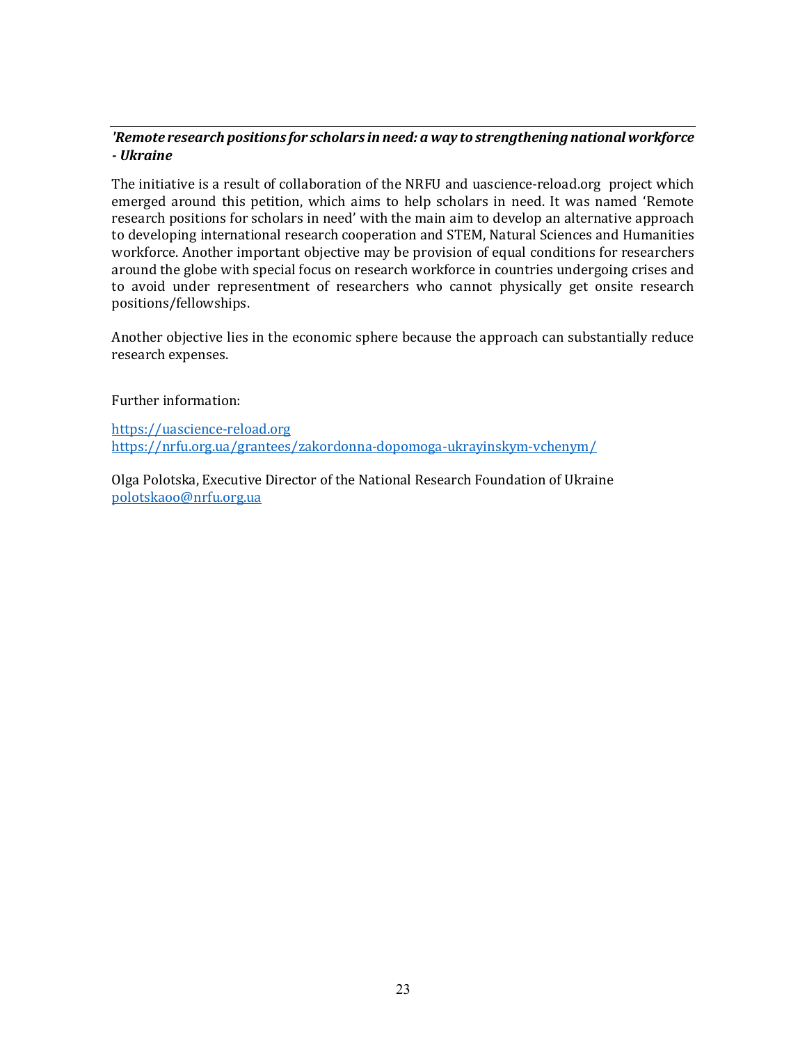***'Remote research positions for scholars in need: a way to strengthening national workforce - Ukraine***

The initiative is a result of collaboration of the NRFU and uascience-reload.org project which emerged around this petition, which aims to help scholars in need. It was named 'Remote research positions for scholars in need' with the main aim to develop an alternative approach to developing international research cooperation and STEM, Natural Sciences and Humanities workforce. Another important objective may be provision of equal conditions for researchers around the globe with special focus on research workforce in countries undergoing crises and to avoid under representment of researchers who cannot physically get onsite research positions/fellowships.

Another objective lies in the economic sphere because the approach can substantially reduce research expenses.

Further information:

https://uascience-reload.org
https://nrfu.org.ua/grantees/zakordonna-dopomoga-ukrayinskym-vchenym/

Olga Polotska, Executive Director of the National Research Foundation of Ukraine
polotskaoo@nrfu.org.ua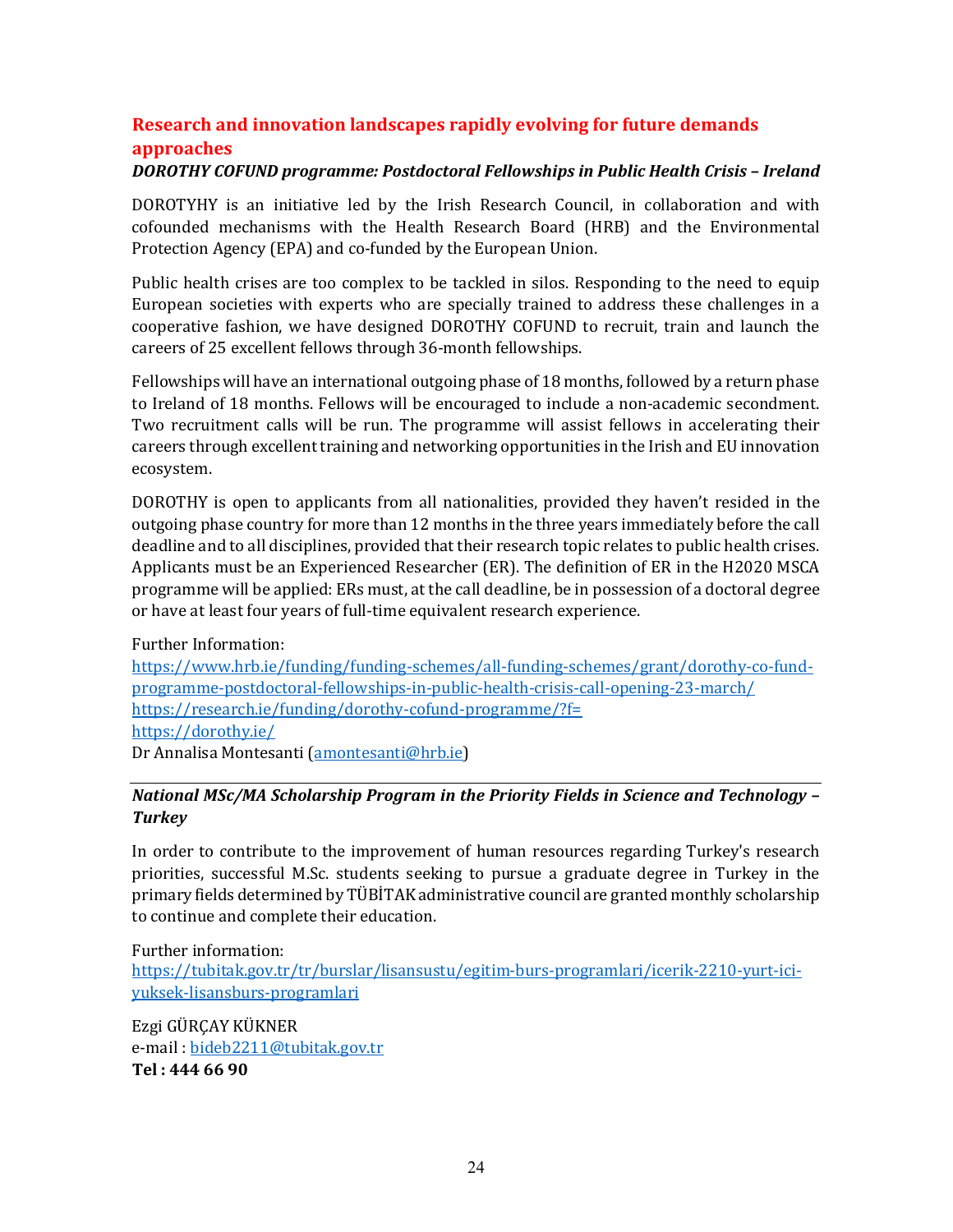## Research and innovation landscapes rapidly evolving for future demands approaches

***DOROTHY COFUND programme: Postdoctoral Fellowships in Public Health Crisis – Ireland***

DOROTYHY is an initiative led by the Irish Research Council, in collaboration and with cofounded mechanisms with the Health Research Board (HRB) and the Environmental Protection Agency (EPA) and co-funded by the European Union.

Public health crises are too complex to be tackled in silos. Responding to the need to equip European societies with experts who are specially trained to address these challenges in a cooperative fashion, we have designed DOROTHY COFUND to recruit, train and launch the careers of 25 excellent fellows through 36-month fellowships.

Fellowships will have an international outgoing phase of 18 months, followed by a return phase to Ireland of 18 months. Fellows will be encouraged to include a non-academic secondment. Two recruitment calls will be run. The programme will assist fellows in accelerating their careers through excellent training and networking opportunities in the Irish and EU innovation ecosystem.

DOROTHY is open to applicants from all nationalities, provided they haven't resided in the outgoing phase country for more than 12 months in the three years immediately before the call deadline and to all disciplines, provided that their research topic relates to public health crises. Applicants must be an Experienced Researcher (ER). The definition of ER in the H2020 MSCA programme will be applied: ERs must, at the call deadline, be in possession of a doctoral degree or have at least four years of full-time equivalent research experience.

Further Information:
https://www.hrb.ie/funding/funding-schemes/all-funding-schemes/grant/dorothy-co-fund-programme-postdoctoral-fellowships-in-public-health-crisis-call-opening-23-march/
https://research.ie/funding/dorothy-cofund-programme/?f=
https://dorothy.ie/
Dr Annalisa Montesanti (amontesanti@hrb.ie)

---

***National MSc/MA Scholarship Program in the Priority Fields in Science and Technology – Turkey***

In order to contribute to the improvement of human resources regarding Turkey's research priorities, successful M.Sc. students seeking to pursue a graduate degree in Turkey in the primary fields determined by TÜBİTAK administrative council are granted monthly scholarship to continue and complete their education.

Further information:
https://tubitak.gov.tr/tr/burslar/lisansustu/egitim-burs-programlari/icerik-2210-yurt-ici-yuksek-lisansburs-programlari

Ezgi GÜRÇAY KÜKNER
e-mail : bideb2211@tubitak.gov.tr
**Tel : 444 66 90**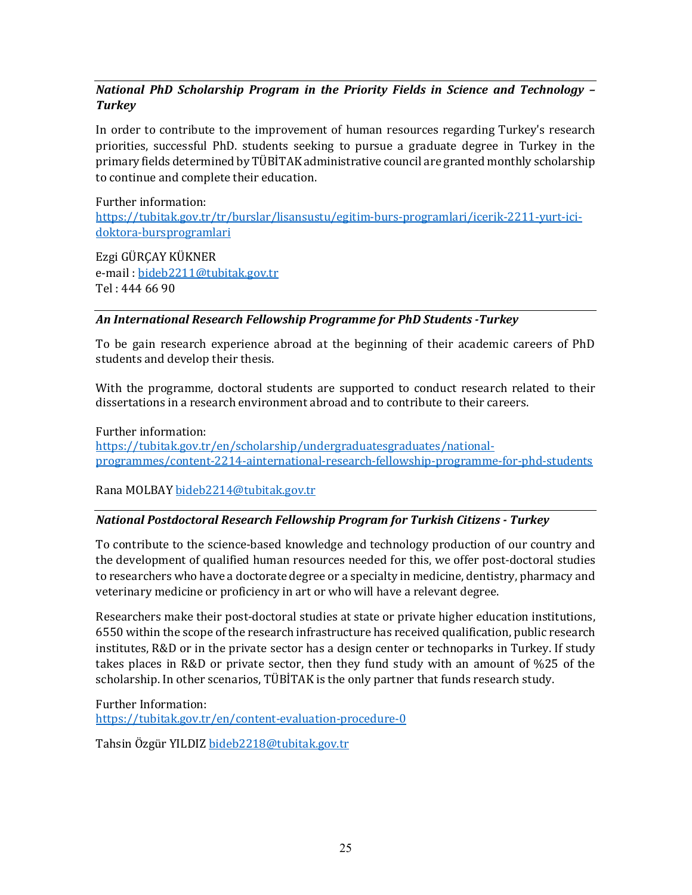---

***National PhD Scholarship Program in the Priority Fields in Science and Technology – Turkey***

In order to contribute to the improvement of human resources regarding Turkey's research priorities, successful PhD. students seeking to pursue a graduate degree in Turkey in the primary fields determined by TÜBİTAK administrative council are granted monthly scholarship to continue and complete their education.

Further information:
[https://tubitak.gov.tr/tr/burslar/lisansustu/egitim-burs-programlari/icerik-2211-yurt-ici-doktora-bursprogramlari](https://tubitak.gov.tr/tr/burslar/lisansustu/egitim-burs-programlari/icerik-2211-yurt-ici-doktora-bursprogramlari)

Ezgi GÜRÇAY KÜKNER
e-mail : [bideb2211@tubitak.gov.tr](mailto:bideb2211@tubitak.gov.tr)
Tel : 444 66 90

---

***An International Research Fellowship Programme for PhD Students -Turkey***

To be gain research experience abroad at the beginning of their academic careers of PhD students and develop their thesis.

With the programme, doctoral students are supported to conduct research related to their dissertations in a research environment abroad and to contribute to their careers.

Further information:
[https://tubitak.gov.tr/en/scholarship/undergraduatesgraduates/national-programmes/content-2214-ainternational-research-fellowship-programme-for-phd-students](https://tubitak.gov.tr/en/scholarship/undergraduatesgraduates/national-programmes/content-2214-ainternational-research-fellowship-programme-for-phd-students)

Rana MOLBAY [bideb2214@tubitak.gov.tr](mailto:bideb2214@tubitak.gov.tr)

---

***National Postdoctoral Research Fellowship Program for Turkish Citizens - Turkey***

To contribute to the science-based knowledge and technology production of our country and the development of qualified human resources needed for this, we offer post-doctoral studies to researchers who have a doctorate degree or a specialty in medicine, dentistry, pharmacy and veterinary medicine or proficiency in art or who will have a relevant degree.

Researchers make their post-doctoral studies at state or private higher education institutions, 6550 within the scope of the research infrastructure has received qualification, public research institutes, R&D or in the private sector has a design center or technoparks in Turkey. If study takes places in R&D or private sector, then they fund study with an amount of %25 of the scholarship. In other scenarios, TÜBİTAK is the only partner that funds research study.

Further Information:
[https://tubitak.gov.tr/en/content-evaluation-procedure-0](https://tubitak.gov.tr/en/content-evaluation-procedure-0)

Tahsin Özgür YILDIZ [bideb2218@tubitak.gov.tr](mailto:bideb2218@tubitak.gov.tr)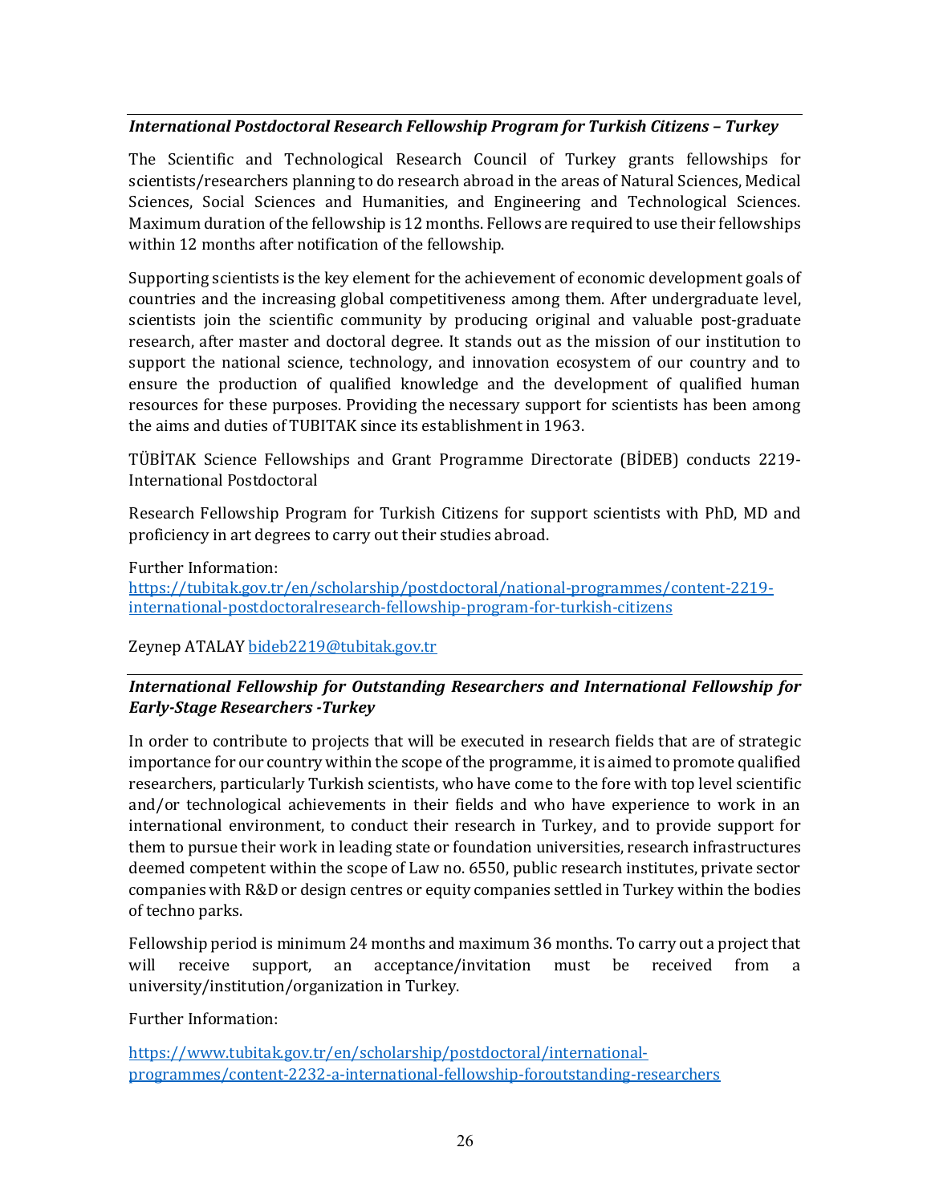***International Postdoctoral Research Fellowship Program for Turkish Citizens – Turkey***

The Scientific and Technological Research Council of Turkey grants fellowships for scientists/researchers planning to do research abroad in the areas of Natural Sciences, Medical Sciences, Social Sciences and Humanities, and Engineering and Technological Sciences. Maximum duration of the fellowship is 12 months. Fellows are required to use their fellowships within 12 months after notification of the fellowship.

Supporting scientists is the key element for the achievement of economic development goals of countries and the increasing global competitiveness among them. After undergraduate level, scientists join the scientific community by producing original and valuable post-graduate research, after master and doctoral degree. It stands out as the mission of our institution to support the national science, technology, and innovation ecosystem of our country and to ensure the production of qualified knowledge and the development of qualified human resources for these purposes. Providing the necessary support for scientists has been among the aims and duties of TUBITAK since its establishment in 1963.

TÜBİTAK Science Fellowships and Grant Programme Directorate (BİDEB) conducts 2219-International Postdoctoral

Research Fellowship Program for Turkish Citizens for support scientists with PhD, MD and proficiency in art degrees to carry out their studies abroad.

Further Information:
https://tubitak.gov.tr/en/scholarship/postdoctoral/national-programmes/content-2219-international-postdoctoralresearch-fellowship-program-for-turkish-citizens

Zeynep ATALAY bideb2219@tubitak.gov.tr

***International Fellowship for Outstanding Researchers and International Fellowship for Early-Stage Researchers -Turkey***

In order to contribute to projects that will be executed in research fields that are of strategic importance for our country within the scope of the programme, it is aimed to promote qualified researchers, particularly Turkish scientists, who have come to the fore with top level scientific and/or technological achievements in their fields and who have experience to work in an international environment, to conduct their research in Turkey, and to provide support for them to pursue their work in leading state or foundation universities, research infrastructures deemed competent within the scope of Law no. 6550, public research institutes, private sector companies with R&D or design centres or equity companies settled in Turkey within the bodies of techno parks.

Fellowship period is minimum 24 months and maximum 36 months. To carry out a project that will receive support, an acceptance/invitation must be received from a university/institution/organization in Turkey.

Further Information:

https://www.tubitak.gov.tr/en/scholarship/postdoctoral/international-programmes/content-2232-a-international-fellowship-foroutstanding-researchers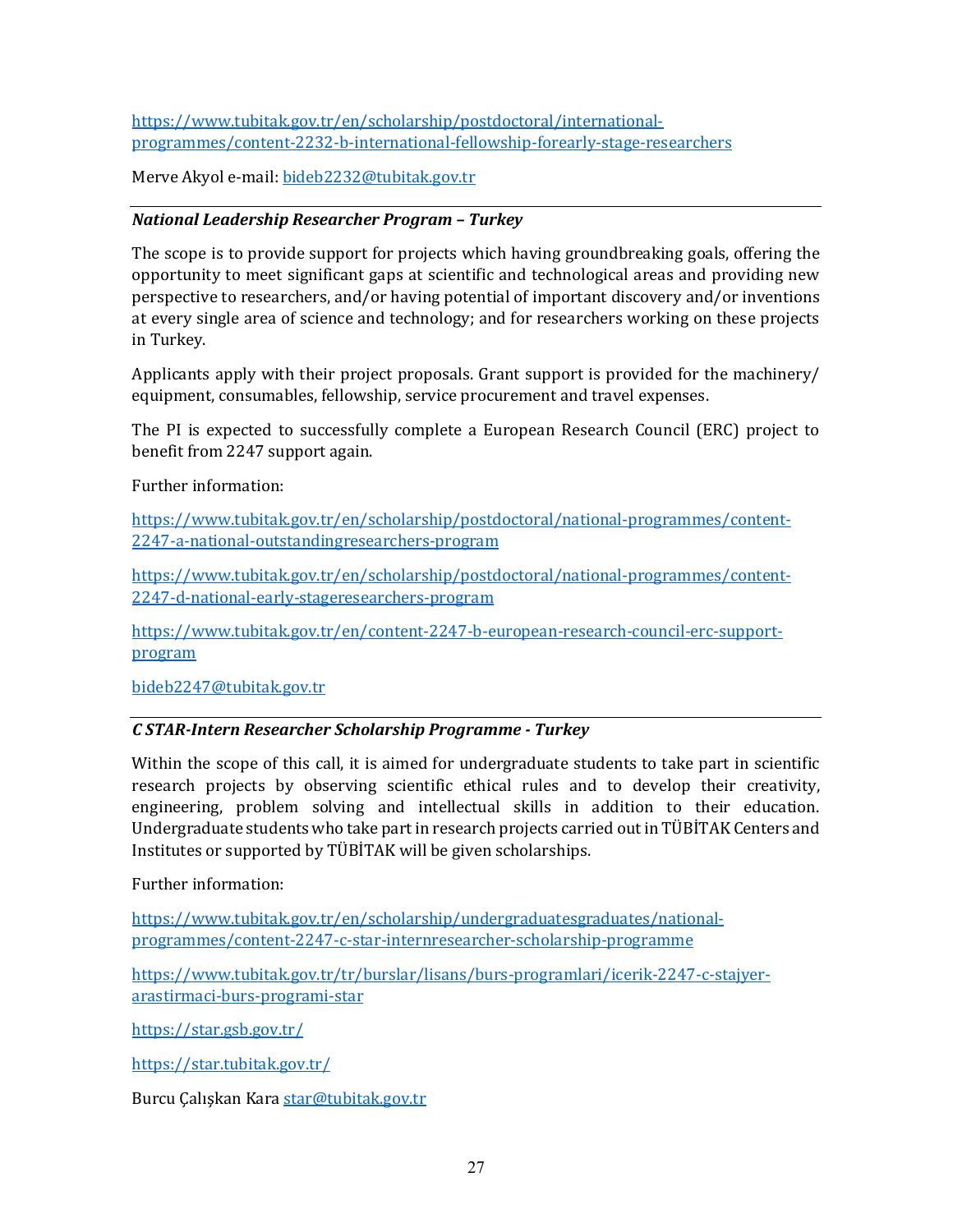https://www.tubitak.gov.tr/en/scholarship/postdoctoral/international-programmes/content-2232-b-international-fellowship-forearly-stage-researchers

Merve Akyol e-mail: bideb2232@tubitak.gov.tr

---

***National Leadership Researcher Program – Turkey***

The scope is to provide support for projects which having groundbreaking goals, offering the opportunity to meet significant gaps at scientific and technological areas and providing new perspective to researchers, and/or having potential of important discovery and/or inventions at every single area of science and technology; and for researchers working on these projects in Turkey.

Applicants apply with their project proposals. Grant support is provided for the machinery/ equipment, consumables, fellowship, service procurement and travel expenses.

The PI is expected to successfully complete a European Research Council (ERC) project to benefit from 2247 support again.

Further information:

https://www.tubitak.gov.tr/en/scholarship/postdoctoral/national-programmes/content-2247-a-national-outstandingresearchers-program

https://www.tubitak.gov.tr/en/scholarship/postdoctoral/national-programmes/content-2247-d-national-early-stageresearchers-program

https://www.tubitak.gov.tr/en/content-2247-b-european-research-council-erc-support-program

bideb2247@tubitak.gov.tr

---

***C STAR-Intern Researcher Scholarship Programme - Turkey***

Within the scope of this call, it is aimed for undergraduate students to take part in scientific research projects by observing scientific ethical rules and to develop their creativity, engineering, problem solving and intellectual skills in addition to their education. Undergraduate students who take part in research projects carried out in TÜBİTAK Centers and Institutes or supported by TÜBİTAK will be given scholarships.

Further information:

https://www.tubitak.gov.tr/en/scholarship/undergraduatesgraduates/national-programmes/content-2247-c-star-internresearcher-scholarship-programme

https://www.tubitak.gov.tr/tr/burslar/lisans/burs-programlari/icerik-2247-c-stajyer-arastirmaci-burs-programi-star

https://star.gsb.gov.tr/

https://star.tubitak.gov.tr/

Burcu Çalışkan Kara star@tubitak.gov.tr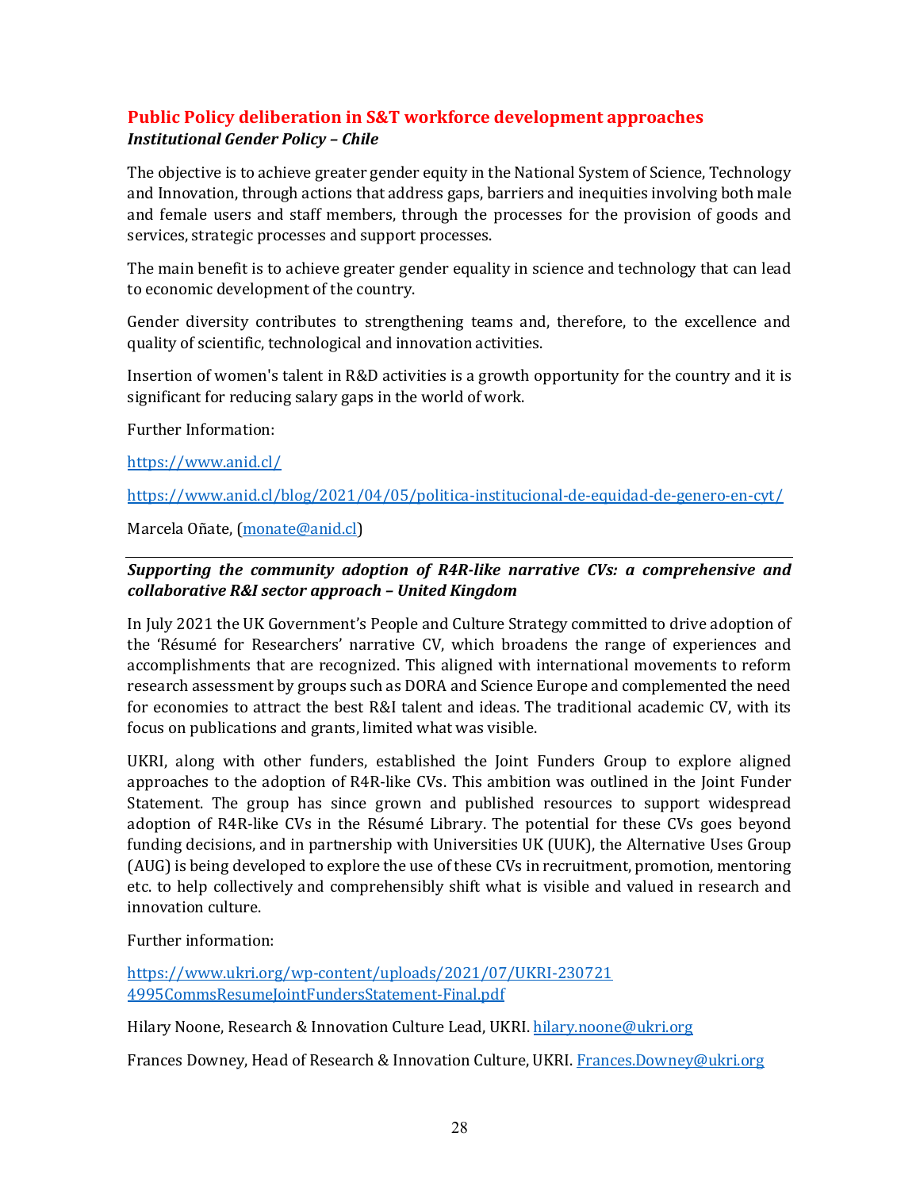## Public Policy deliberation in S&T workforce development approaches

***Institutional Gender Policy – Chile***

The objective is to achieve greater gender equity in the National System of Science, Technology and Innovation, through actions that address gaps, barriers and inequities involving both male and female users and staff members, through the processes for the provision of goods and services, strategic processes and support processes.

The main benefit is to achieve greater gender equality in science and technology that can lead to economic development of the country.

Gender diversity contributes to strengthening teams and, therefore, to the excellence and quality of scientific, technological and innovation activities.

Insertion of women's talent in R&D activities is a growth opportunity for the country and it is significant for reducing salary gaps in the world of work.

Further Information:

https://www.anid.cl/

https://www.anid.cl/blog/2021/04/05/politica-institucional-de-equidad-de-genero-en-cyt/

Marcela Oñate, (monate@anid.cl)

---

***Supporting the community adoption of R4R-like narrative CVs: a comprehensive and collaborative R&I sector approach – United Kingdom***

In July 2021 the UK Government's People and Culture Strategy committed to drive adoption of the 'Résumé for Researchers' narrative CV, which broadens the range of experiences and accomplishments that are recognized. This aligned with international movements to reform research assessment by groups such as DORA and Science Europe and complemented the need for economies to attract the best R&I talent and ideas. The traditional academic CV, with its focus on publications and grants, limited what was visible.

UKRI, along with other funders, established the Joint Funders Group to explore aligned approaches to the adoption of R4R-like CVs. This ambition was outlined in the Joint Funder Statement. The group has since grown and published resources to support widespread adoption of R4R-like CVs in the Résumé Library. The potential for these CVs goes beyond funding decisions, and in partnership with Universities UK (UUK), the Alternative Uses Group (AUG) is being developed to explore the use of these CVs in recruitment, promotion, mentoring etc. to help collectively and comprehensibly shift what is visible and valued in research and innovation culture.

Further information:

https://www.ukri.org/wp-content/uploads/2021/07/UKRI-230721 4995CommsResumeJointFundersStatement-Final.pdf

Hilary Noone, Research & Innovation Culture Lead, UKRI. hilary.noone@ukri.org

Frances Downey, Head of Research & Innovation Culture, UKRI. Frances.Downey@ukri.org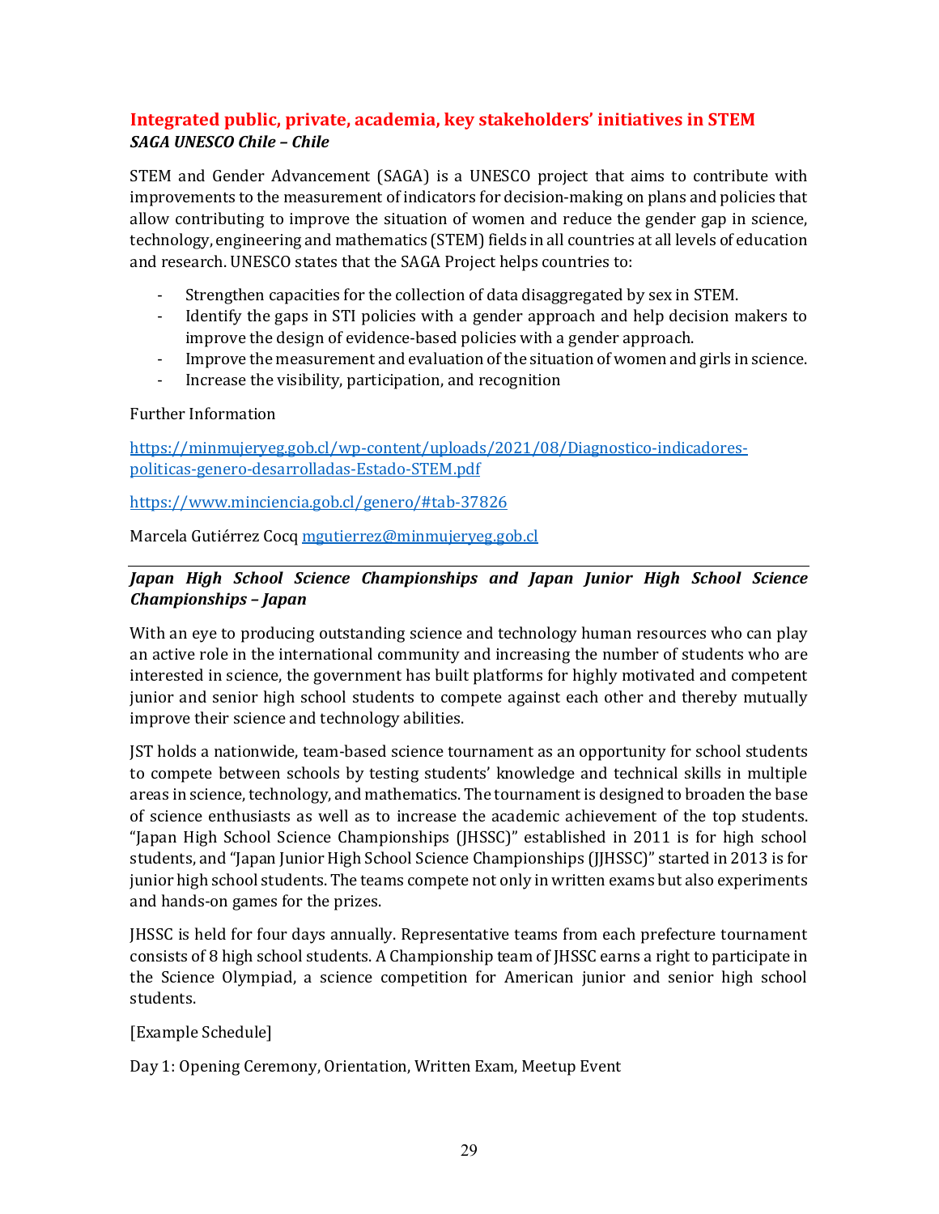## Integrated public, private, academia, key stakeholders' initiatives in STEM

### *SAGA UNESCO Chile – Chile*

STEM and Gender Advancement (SAGA) is a UNESCO project that aims to contribute with improvements to the measurement of indicators for decision-making on plans and policies that allow contributing to improve the situation of women and reduce the gender gap in science, technology, engineering and mathematics (STEM) fields in all countries at all levels of education and research. UNESCO states that the SAGA Project helps countries to:

- Strengthen capacities for the collection of data disaggregated by sex in STEM.
- Identify the gaps in STI policies with a gender approach and help decision makers to improve the design of evidence-based policies with a gender approach.
- Improve the measurement and evaluation of the situation of women and girls in science.
- Increase the visibility, participation, and recognition

Further Information

https://minmujeryeg.gob.cl/wp-content/uploads/2021/08/Diagnostico-indicadores-politicas-genero-desarrolladas-Estado-STEM.pdf

https://www.minciencia.gob.cl/genero/#tab-37826

Marcela Gutiérrez Cocq mgutierrez@minmujeryeg.gob.cl

---

### *Japan High School Science Championships and Japan Junior High School Science Championships – Japan*

With an eye to producing outstanding science and technology human resources who can play an active role in the international community and increasing the number of students who are interested in science, the government has built platforms for highly motivated and competent junior and senior high school students to compete against each other and thereby mutually improve their science and technology abilities.

JST holds a nationwide, team-based science tournament as an opportunity for school students to compete between schools by testing students' knowledge and technical skills in multiple areas in science, technology, and mathematics. The tournament is designed to broaden the base of science enthusiasts as well as to increase the academic achievement of the top students. "Japan High School Science Championships (JHSSC)" established in 2011 is for high school students, and "Japan Junior High School Science Championships (JJHSSC)" started in 2013 is for junior high school students. The teams compete not only in written exams but also experiments and hands-on games for the prizes.

JHSSC is held for four days annually. Representative teams from each prefecture tournament consists of 8 high school students. A Championship team of JHSSC earns a right to participate in the Science Olympiad, a science competition for American junior and senior high school students.

[Example Schedule]

Day 1: Opening Ceremony, Orientation, Written Exam, Meetup Event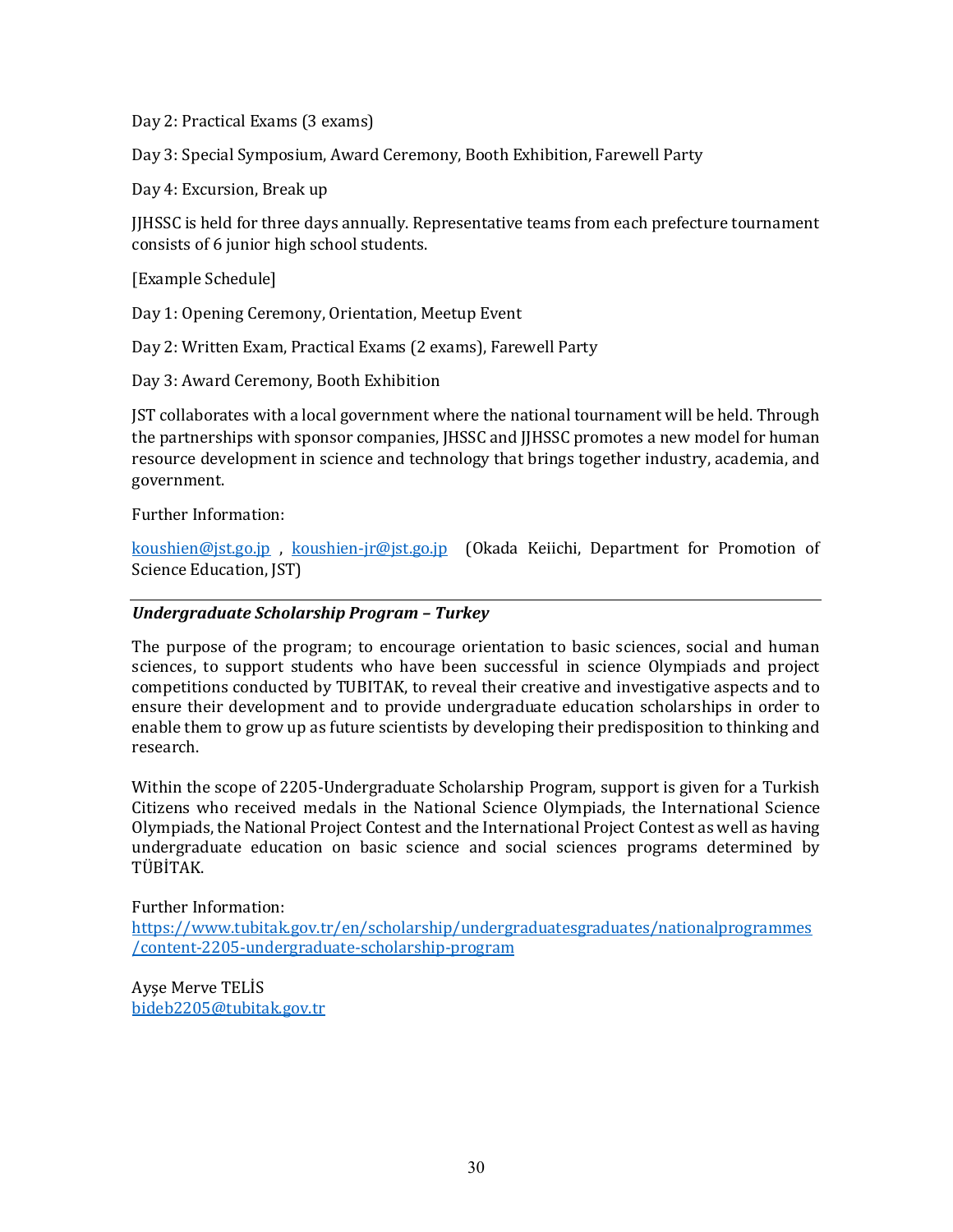Day 2: Practical Exams (3 exams)

Day 3: Special Symposium, Award Ceremony, Booth Exhibition, Farewell Party

Day 4: Excursion, Break up

JJHSSC is held for three days annually. Representative teams from each prefecture tournament consists of 6 junior high school students.

[Example Schedule]

Day 1: Opening Ceremony, Orientation, Meetup Event

Day 2: Written Exam, Practical Exams (2 exams), Farewell Party

Day 3: Award Ceremony, Booth Exhibition

JST collaborates with a local government where the national tournament will be held. Through the partnerships with sponsor companies, JHSSC and JJHSSC promotes a new model for human resource development in science and technology that brings together industry, academia, and government.

Further Information:

koushien@jst.go.jp , koushien-jr@jst.go.jp (Okada Keiichi, Department for Promotion of Science Education, JST)

---

***Undergraduate Scholarship Program – Turkey***

The purpose of the program; to encourage orientation to basic sciences, social and human sciences, to support students who have been successful in science Olympiads and project competitions conducted by TUBITAK, to reveal their creative and investigative aspects and to ensure their development and to provide undergraduate education scholarships in order to enable them to grow up as future scientists by developing their predisposition to thinking and research.

Within the scope of 2205-Undergraduate Scholarship Program, support is given for a Turkish Citizens who received medals in the National Science Olympiads, the International Science Olympiads, the National Project Contest and the International Project Contest as well as having undergraduate education on basic science and social sciences programs determined by TÜBİTAK.

Further Information:
https://www.tubitak.gov.tr/en/scholarship/undergraduatesgraduates/nationalprogrammes/content-2205-undergraduate-scholarship-program

Ayşe Merve TELİS
bideb2205@tubitak.gov.tr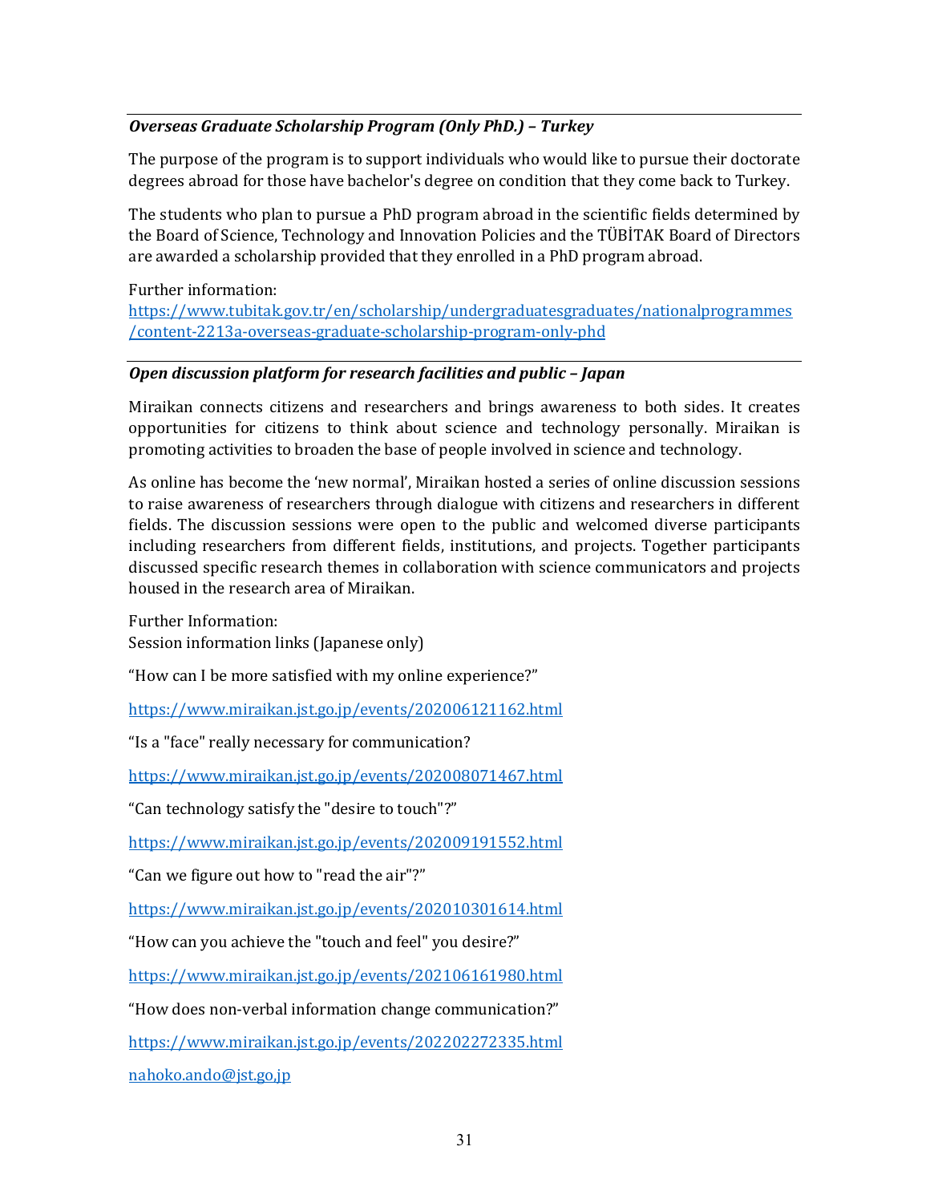---

***Overseas Graduate Scholarship Program (Only PhD.) – Turkey***

The purpose of the program is to support individuals who would like to pursue their doctorate degrees abroad for those have bachelor's degree on condition that they come back to Turkey.

The students who plan to pursue a PhD program abroad in the scientific fields determined by the Board of Science, Technology and Innovation Policies and the TÜBİTAK Board of Directors are awarded a scholarship provided that they enrolled in a PhD program abroad.

Further information:
https://www.tubitak.gov.tr/en/scholarship/undergraduatesgraduates/nationalprogrammes/content-2213a-overseas-graduate-scholarship-program-only-phd

---

***Open discussion platform for research facilities and public – Japan***

Miraikan connects citizens and researchers and brings awareness to both sides. It creates opportunities for citizens to think about science and technology personally. Miraikan is promoting activities to broaden the base of people involved in science and technology.

As online has become the 'new normal', Miraikan hosted a series of online discussion sessions to raise awareness of researchers through dialogue with citizens and researchers in different fields. The discussion sessions were open to the public and welcomed diverse participants including researchers from different fields, institutions, and projects. Together participants discussed specific research themes in collaboration with science communicators and projects housed in the research area of Miraikan.

Further Information:
Session information links (Japanese only)

"How can I be more satisfied with my online experience?"

https://www.miraikan.jst.go.jp/events/202006121162.html

"Is a "face" really necessary for communication?

https://www.miraikan.jst.go.jp/events/202008071467.html

"Can technology satisfy the "desire to touch"?"

https://www.miraikan.jst.go.jp/events/202009191552.html

"Can we figure out how to "read the air"?"

https://www.miraikan.jst.go.jp/events/202010301614.html

"How can you achieve the "touch and feel" you desire?"

https://www.miraikan.jst.go.jp/events/202106161980.html

"How does non-verbal information change communication?"

https://www.miraikan.jst.go.jp/events/202202272335.html

nahoko.ando@jst.go.jp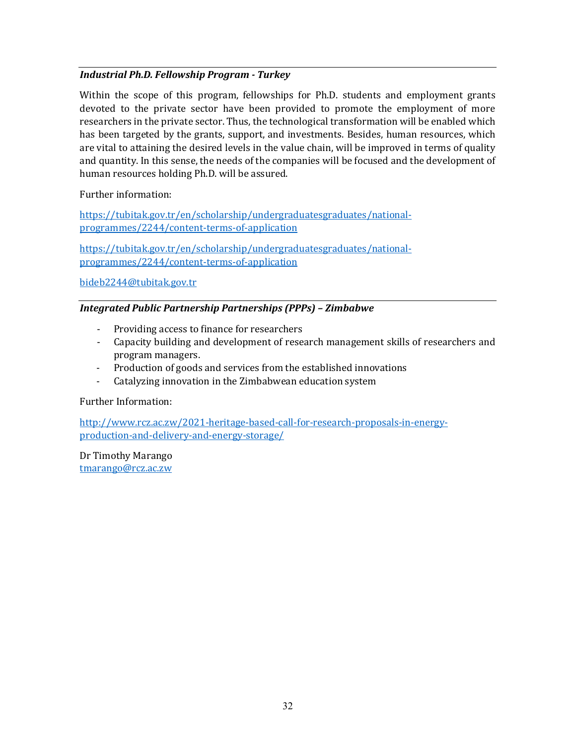***Industrial Ph.D. Fellowship Program - Turkey***

Within the scope of this program, fellowships for Ph.D. students and employment grants devoted to the private sector have been provided to promote the employment of more researchers in the private sector. Thus, the technological transformation will be enabled which has been targeted by the grants, support, and investments. Besides, human resources, which are vital to attaining the desired levels in the value chain, will be improved in terms of quality and quantity. In this sense, the needs of the companies will be focused and the development of human resources holding Ph.D. will be assured.

Further information:

https://tubitak.gov.tr/en/scholarship/undergraduatesgraduates/national-programmes/2244/content-terms-of-application

https://tubitak.gov.tr/en/scholarship/undergraduatesgraduates/national-programmes/2244/content-terms-of-application

bideb2244@tubitak.gov.tr

***Integrated Public Partnership Partnerships (PPPs) – Zimbabwe***

- Providing access to finance for researchers
- Capacity building and development of research management skills of researchers and program managers.
- Production of goods and services from the established innovations
- Catalyzing innovation in the Zimbabwean education system

Further Information:

http://www.rcz.ac.zw/2021-heritage-based-call-for-research-proposals-in-energy-production-and-delivery-and-energy-storage/

Dr Timothy Marango
tmarango@rcz.ac.zw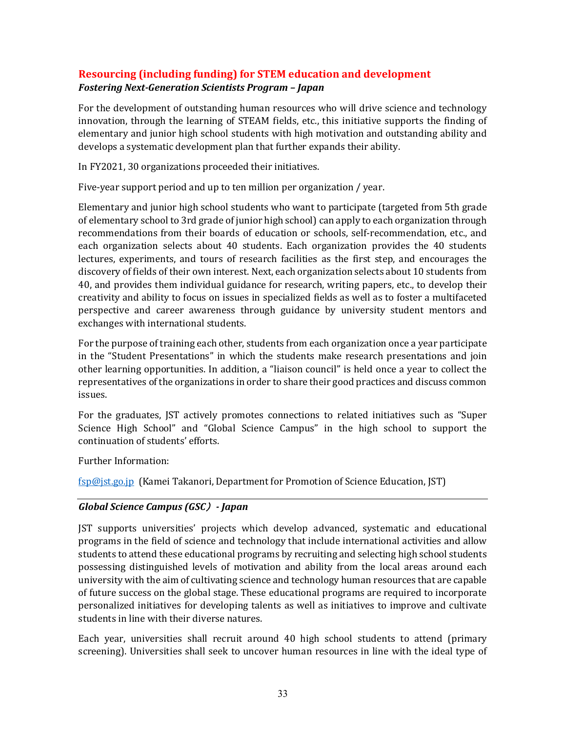## Resourcing (including funding) for STEM education and development

### *Fostering Next-Generation Scientists Program – Japan*

For the development of outstanding human resources who will drive science and technology innovation, through the learning of STEAM fields, etc., this initiative supports the finding of elementary and junior high school students with high motivation and outstanding ability and develops a systematic development plan that further expands their ability.

In FY2021, 30 organizations proceeded their initiatives.

Five-year support period and up to ten million per organization / year.

Elementary and junior high school students who want to participate (targeted from 5th grade of elementary school to 3rd grade of junior high school) can apply to each organization through recommendations from their boards of education or schools, self-recommendation, etc., and each organization selects about 40 students. Each organization provides the 40 students lectures, experiments, and tours of research facilities as the first step, and encourages the discovery of fields of their own interest. Next, each organization selects about 10 students from 40, and provides them individual guidance for research, writing papers, etc., to develop their creativity and ability to focus on issues in specialized fields as well as to foster a multifaceted perspective and career awareness through guidance by university student mentors and exchanges with international students.

For the purpose of training each other, students from each organization once a year participate in the "Student Presentations" in which the students make research presentations and join other learning opportunities. In addition, a "liaison council" is held once a year to collect the representatives of the organizations in order to share their good practices and discuss common issues.

For the graduates, JST actively promotes connections to related initiatives such as "Super Science High School" and "Global Science Campus" in the high school to support the continuation of students' efforts.

Further Information:

fsp@jst.go.jp (Kamei Takanori, Department for Promotion of Science Education, JST)

---

### *Global Science Campus (GSC） - Japan*

JST supports universities' projects which develop advanced, systematic and educational programs in the field of science and technology that include international activities and allow students to attend these educational programs by recruiting and selecting high school students possessing distinguished levels of motivation and ability from the local areas around each university with the aim of cultivating science and technology human resources that are capable of future success on the global stage. These educational programs are required to incorporate personalized initiatives for developing talents as well as initiatives to improve and cultivate students in line with their diverse natures.

Each year, universities shall recruit around 40 high school students to attend (primary screening). Universities shall seek to uncover human resources in line with the ideal type of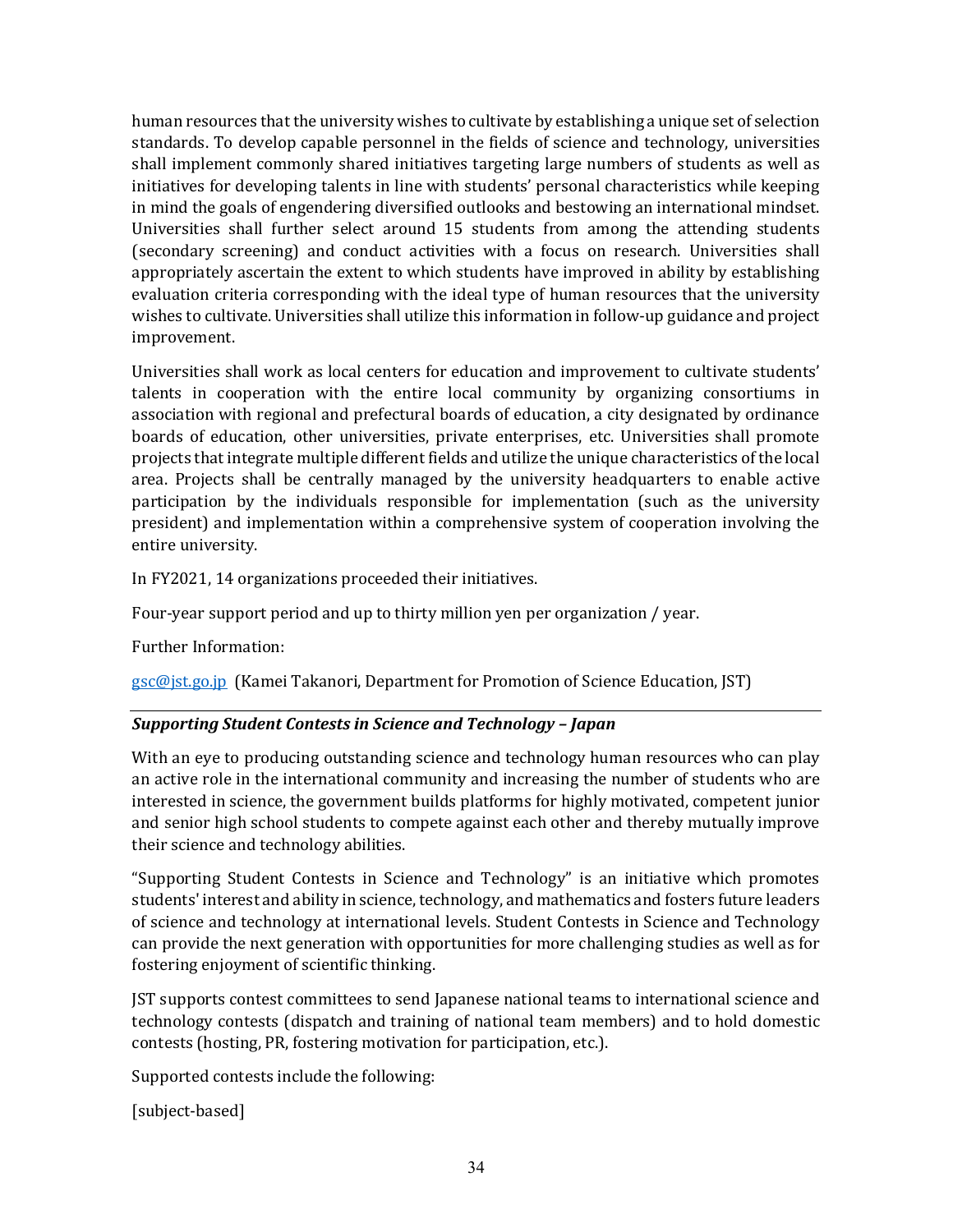human resources that the university wishes to cultivate by establishing a unique set of selection standards. To develop capable personnel in the fields of science and technology, universities shall implement commonly shared initiatives targeting large numbers of students as well as initiatives for developing talents in line with students' personal characteristics while keeping in mind the goals of engendering diversified outlooks and bestowing an international mindset. Universities shall further select around 15 students from among the attending students (secondary screening) and conduct activities with a focus on research. Universities shall appropriately ascertain the extent to which students have improved in ability by establishing evaluation criteria corresponding with the ideal type of human resources that the university wishes to cultivate. Universities shall utilize this information in follow-up guidance and project improvement.

Universities shall work as local centers for education and improvement to cultivate students' talents in cooperation with the entire local community by organizing consortiums in association with regional and prefectural boards of education, a city designated by ordinance boards of education, other universities, private enterprises, etc. Universities shall promote projects that integrate multiple different fields and utilize the unique characteristics of the local area. Projects shall be centrally managed by the university headquarters to enable active participation by the individuals responsible for implementation (such as the university president) and implementation within a comprehensive system of cooperation involving the entire university.

In FY2021, 14 organizations proceeded their initiatives.

Four-year support period and up to thirty million yen per organization / year.

Further Information:

gsc@jst.go.jp (Kamei Takanori, Department for Promotion of Science Education, JST)

---

***Supporting Student Contests in Science and Technology – Japan***

With an eye to producing outstanding science and technology human resources who can play an active role in the international community and increasing the number of students who are interested in science, the government builds platforms for highly motivated, competent junior and senior high school students to compete against each other and thereby mutually improve their science and technology abilities.

"Supporting Student Contests in Science and Technology" is an initiative which promotes students' interest and ability in science, technology, and mathematics and fosters future leaders of science and technology at international levels. Student Contests in Science and Technology can provide the next generation with opportunities for more challenging studies as well as for fostering enjoyment of scientific thinking.

JST supports contest committees to send Japanese national teams to international science and technology contests (dispatch and training of national team members) and to hold domestic contests (hosting, PR, fostering motivation for participation, etc.).

Supported contests include the following:

[subject-based]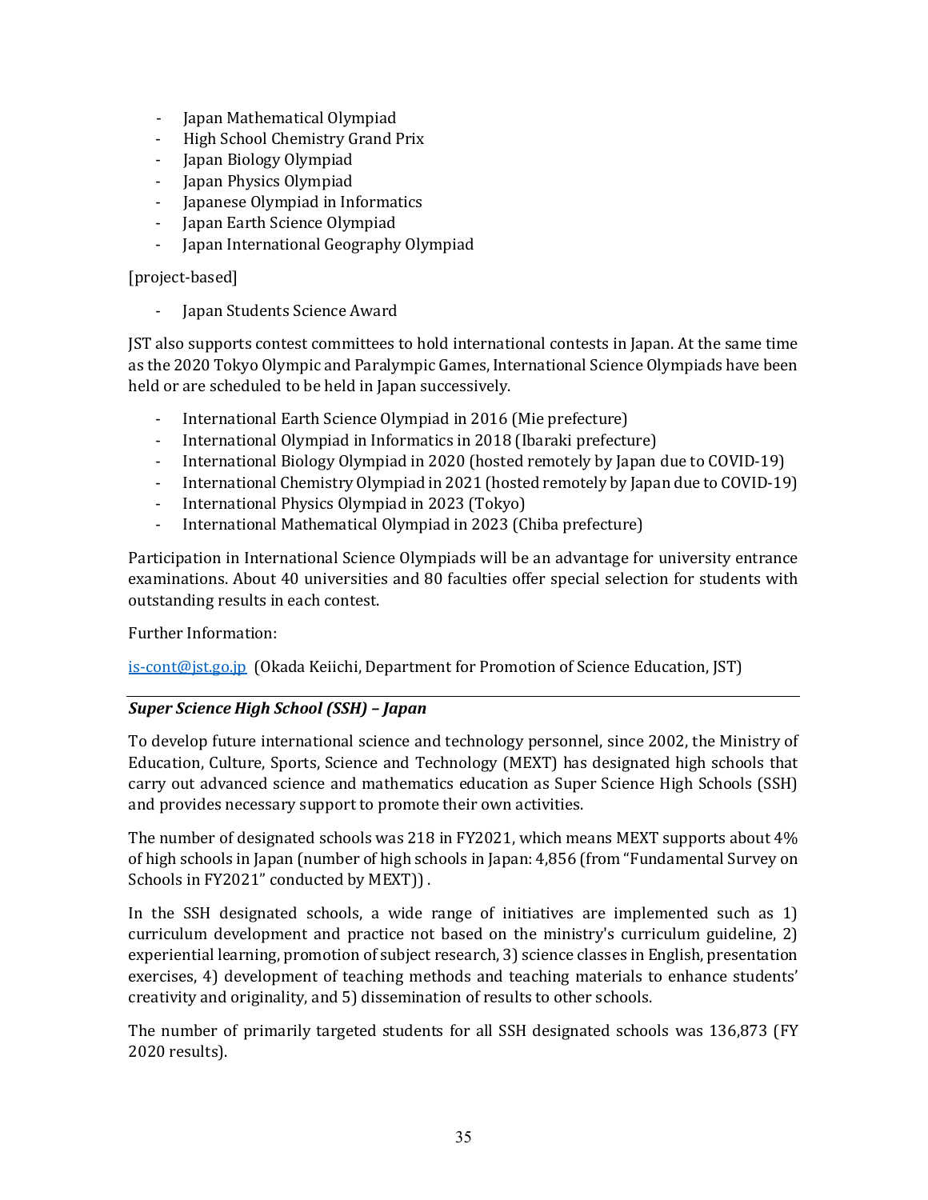- Japan Mathematical Olympiad
- High School Chemistry Grand Prix
- Japan Biology Olympiad
- Japan Physics Olympiad
- Japanese Olympiad in Informatics
- Japan Earth Science Olympiad
- Japan International Geography Olympiad

[project-based]

- Japan Students Science Award

JST also supports contest committees to hold international contests in Japan. At the same time as the 2020 Tokyo Olympic and Paralympic Games, International Science Olympiads have been held or are scheduled to be held in Japan successively.

- International Earth Science Olympiad in 2016 (Mie prefecture)
- International Olympiad in Informatics in 2018 (Ibaraki prefecture)
- International Biology Olympiad in 2020 (hosted remotely by Japan due to COVID-19)
- International Chemistry Olympiad in 2021 (hosted remotely by Japan due to COVID-19)
- International Physics Olympiad in 2023 (Tokyo)
- International Mathematical Olympiad in 2023 (Chiba prefecture)

Participation in International Science Olympiads will be an advantage for university entrance examinations. About 40 universities and 80 faculties offer special selection for students with outstanding results in each contest.

Further Information:

is-cont@jst.go.jp (Okada Keiichi, Department for Promotion of Science Education, JST)

---

***Super Science High School (SSH) – Japan***

To develop future international science and technology personnel, since 2002, the Ministry of Education, Culture, Sports, Science and Technology (MEXT) has designated high schools that carry out advanced science and mathematics education as Super Science High Schools (SSH) and provides necessary support to promote their own activities.

The number of designated schools was 218 in FY2021, which means MEXT supports about 4% of high schools in Japan (number of high schools in Japan: 4,856 (from "Fundamental Survey on Schools in FY2021" conducted by MEXT)) .

In the SSH designated schools, a wide range of initiatives are implemented such as 1) curriculum development and practice not based on the ministry's curriculum guideline, 2) experiential learning, promotion of subject research, 3) science classes in English, presentation exercises, 4) development of teaching methods and teaching materials to enhance students' creativity and originality, and 5) dissemination of results to other schools.

The number of primarily targeted students for all SSH designated schools was 136,873 (FY 2020 results).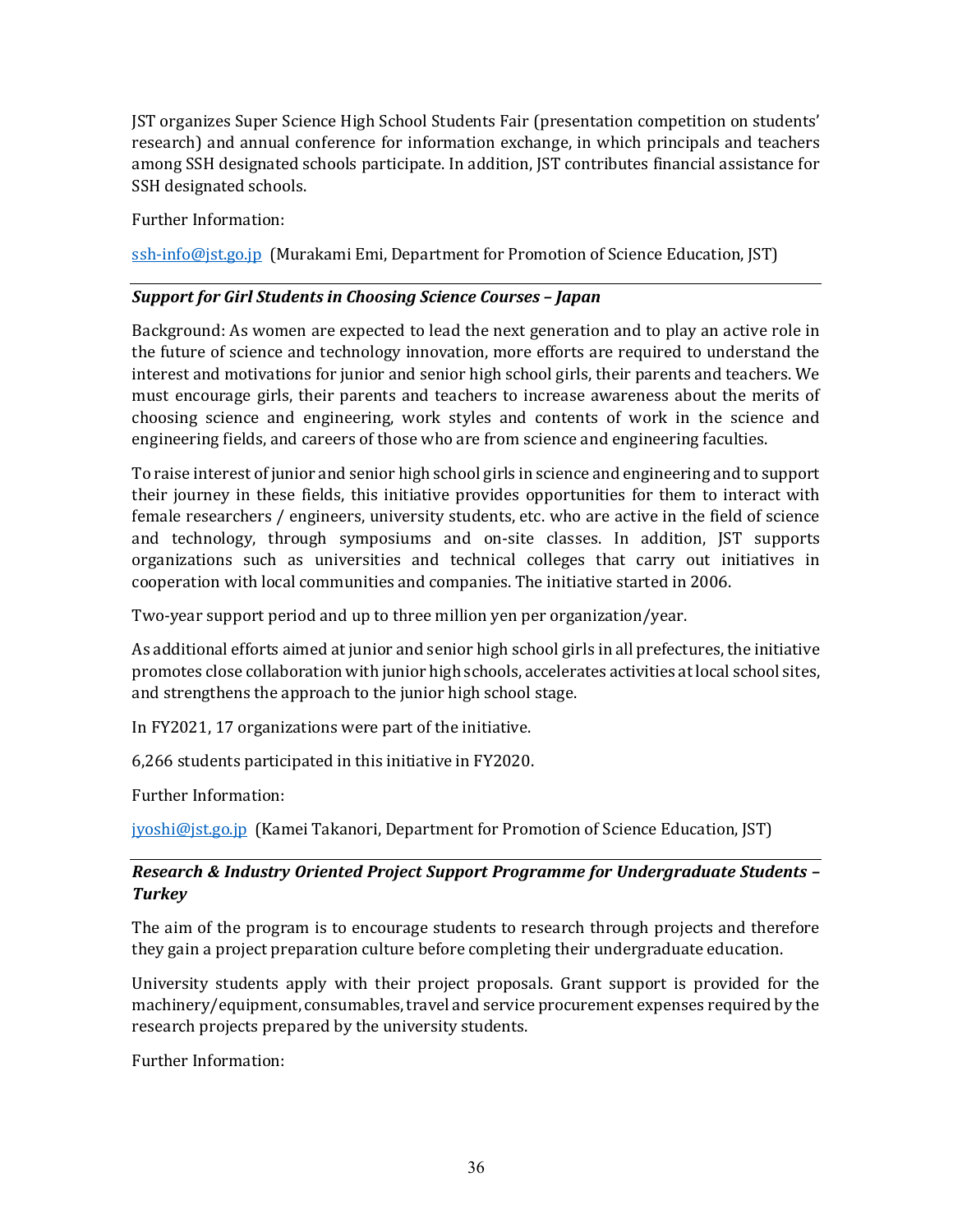JST organizes Super Science High School Students Fair (presentation competition on students' research) and annual conference for information exchange, in which principals and teachers among SSH designated schools participate. In addition, JST contributes financial assistance for SSH designated schools.

Further Information:

ssh-info@jst.go.jp (Murakami Emi, Department for Promotion of Science Education, JST)

---

***Support for Girl Students in Choosing Science Courses – Japan***

Background: As women are expected to lead the next generation and to play an active role in the future of science and technology innovation, more efforts are required to understand the interest and motivations for junior and senior high school girls, their parents and teachers. We must encourage girls, their parents and teachers to increase awareness about the merits of choosing science and engineering, work styles and contents of work in the science and engineering fields, and careers of those who are from science and engineering faculties.

To raise interest of junior and senior high school girls in science and engineering and to support their journey in these fields, this initiative provides opportunities for them to interact with female researchers / engineers, university students, etc. who are active in the field of science and technology, through symposiums and on-site classes. In addition, JST supports organizations such as universities and technical colleges that carry out initiatives in cooperation with local communities and companies. The initiative started in 2006.

Two-year support period and up to three million yen per organization/year.

As additional efforts aimed at junior and senior high school girls in all prefectures, the initiative promotes close collaboration with junior high schools, accelerates activities at local school sites, and strengthens the approach to the junior high school stage.

In FY2021, 17 organizations were part of the initiative.

6,266 students participated in this initiative in FY2020.

Further Information:

jyoshi@jst.go.jp (Kamei Takanori, Department for Promotion of Science Education, JST)

---

***Research & Industry Oriented Project Support Programme for Undergraduate Students – Turkey***

The aim of the program is to encourage students to research through projects and therefore they gain a project preparation culture before completing their undergraduate education.

University students apply with their project proposals. Grant support is provided for the machinery/equipment, consumables, travel and service procurement expenses required by the research projects prepared by the university students.

Further Information: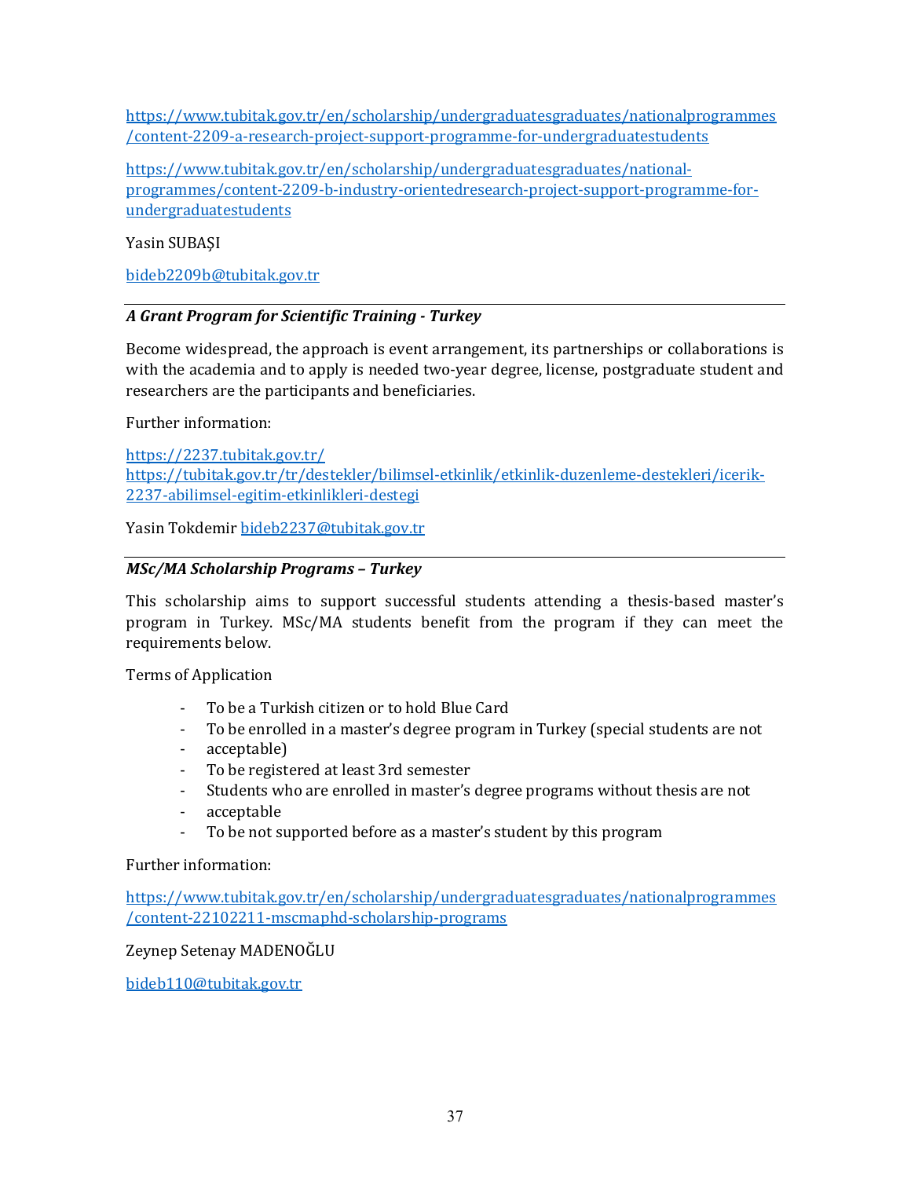https://www.tubitak.gov.tr/en/scholarship/undergraduatesgraduates/nationalprogrammes/content-2209-a-research-project-support-programme-for-undergraduatestudents

https://www.tubitak.gov.tr/en/scholarship/undergraduatesgraduates/national-programmes/content-2209-b-industry-orientedresearch-project-support-programme-for-undergraduatestudents

Yasin SUBAŞI

bideb2209b@tubitak.gov.tr

---

***A Grant Program for Scientific Training - Turkey***

Become widespread, the approach is event arrangement, its partnerships or collaborations is with the academia and to apply is needed two-year degree, license, postgraduate student and researchers are the participants and beneficiaries.

Further information:

https://2237.tubitak.gov.tr/
https://tubitak.gov.tr/tr/destekler/bilimsel-etkinlik/etkinlik-duzenleme-destekleri/icerik-2237-abilimsel-egitim-etkinlikleri-destegi

Yasin Tokdemir bideb2237@tubitak.gov.tr

---

***MSc/MA Scholarship Programs – Turkey***

This scholarship aims to support successful students attending a thesis-based master's program in Turkey. MSc/MA students benefit from the program if they can meet the requirements below.

Terms of Application

- To be a Turkish citizen or to hold Blue Card
- To be enrolled in a master's degree program in Turkey (special students are not
- acceptable)
- To be registered at least 3rd semester
- Students who are enrolled in master's degree programs without thesis are not
- acceptable
- To be not supported before as a master's student by this program

Further information:

https://www.tubitak.gov.tr/en/scholarship/undergraduatesgraduates/nationalprogrammes/content-22102211-mscmaphd-scholarship-programs

Zeynep Setenay MADENOĞLU

bideb110@tubitak.gov.tr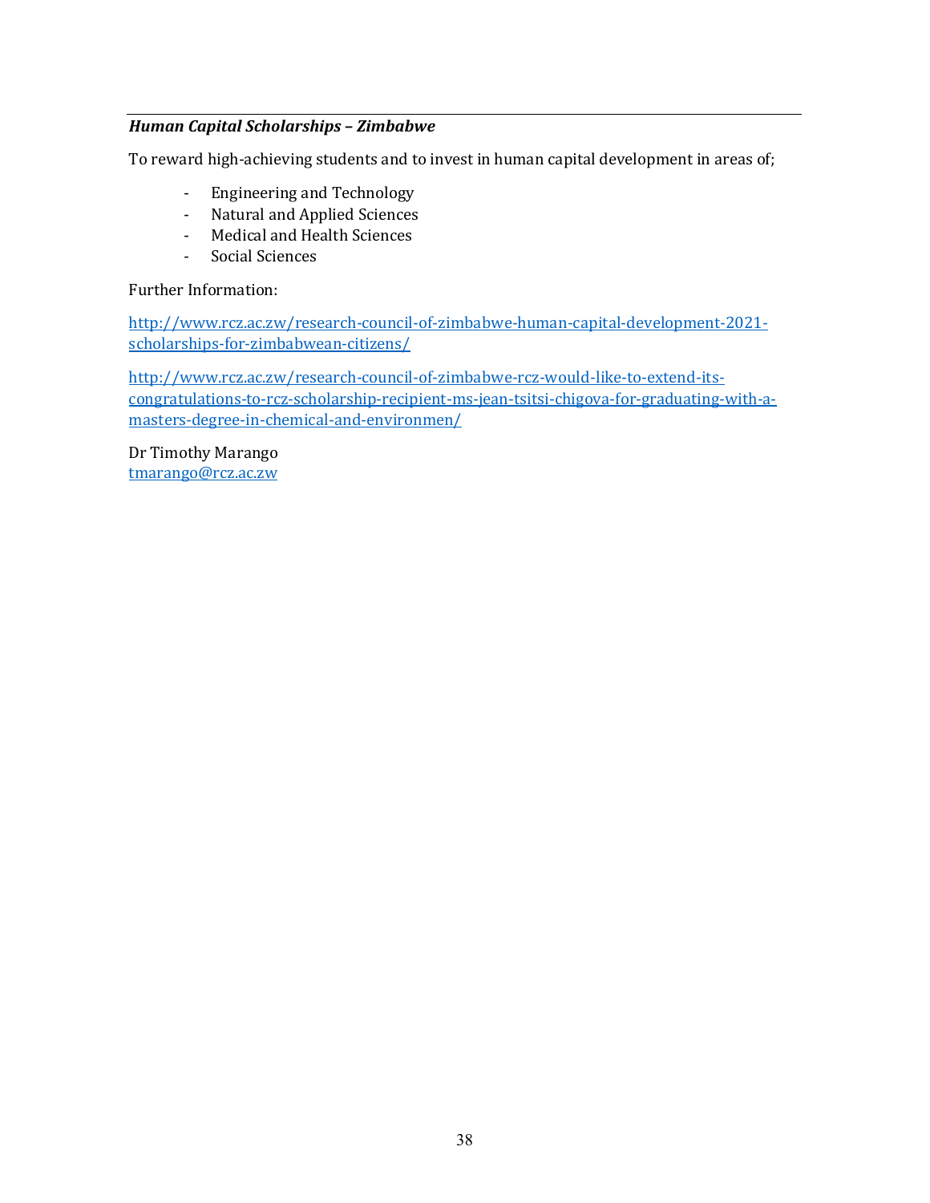***Human Capital Scholarships – Zimbabwe***

To reward high-achieving students and to invest in human capital development in areas of;

- Engineering and Technology
- Natural and Applied Sciences
- Medical and Health Sciences
- Social Sciences

Further Information:

http://www.rcz.ac.zw/research-council-of-zimbabwe-human-capital-development-2021-scholarships-for-zimbabwean-citizens/

http://www.rcz.ac.zw/research-council-of-zimbabwe-rcz-would-like-to-extend-its-congratulations-to-rcz-scholarship-recipient-ms-jean-tsitsi-chigova-for-graduating-with-a-masters-degree-in-chemical-and-environmen/

Dr Timothy Marango
tmarango@rcz.ac.zw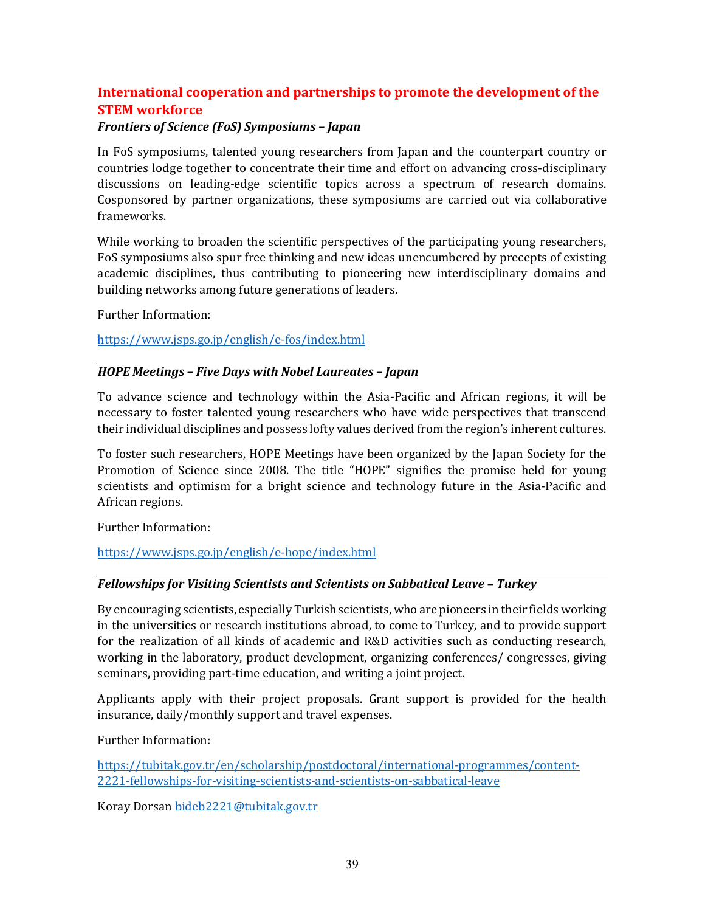## International cooperation and partnerships to promote the development of the STEM workforce

### *Frontiers of Science (FoS) Symposiums – Japan*

In FoS symposiums, talented young researchers from Japan and the counterpart country or countries lodge together to concentrate their time and effort on advancing cross-disciplinary discussions on leading-edge scientific topics across a spectrum of research domains. Cosponsored by partner organizations, these symposiums are carried out via collaborative frameworks.

While working to broaden the scientific perspectives of the participating young researchers, FoS symposiums also spur free thinking and new ideas unencumbered by precepts of existing academic disciplines, thus contributing to pioneering new interdisciplinary domains and building networks among future generations of leaders.

Further Information:

https://www.jsps.go.jp/english/e-fos/index.html

---

### *HOPE Meetings – Five Days with Nobel Laureates – Japan*

To advance science and technology within the Asia-Pacific and African regions, it will be necessary to foster talented young researchers who have wide perspectives that transcend their individual disciplines and possess lofty values derived from the region's inherent cultures.

To foster such researchers, HOPE Meetings have been organized by the Japan Society for the Promotion of Science since 2008. The title "HOPE" signifies the promise held for young scientists and optimism for a bright science and technology future in the Asia-Pacific and African regions.

Further Information:

https://www.jsps.go.jp/english/e-hope/index.html

---

### *Fellowships for Visiting Scientists and Scientists on Sabbatical Leave – Turkey*

By encouraging scientists, especially Turkish scientists, who are pioneers in their fields working in the universities or research institutions abroad, to come to Turkey, and to provide support for the realization of all kinds of academic and R&D activities such as conducting research, working in the laboratory, product development, organizing conferences/ congresses, giving seminars, providing part-time education, and writing a joint project.

Applicants apply with their project proposals. Grant support is provided for the health insurance, daily/monthly support and travel expenses.

Further Information:

https://tubitak.gov.tr/en/scholarship/postdoctoral/international-programmes/content-2221-fellowships-for-visiting-scientists-and-scientists-on-sabbatical-leave

Koray Dorsan bideb2221@tubitak.gov.tr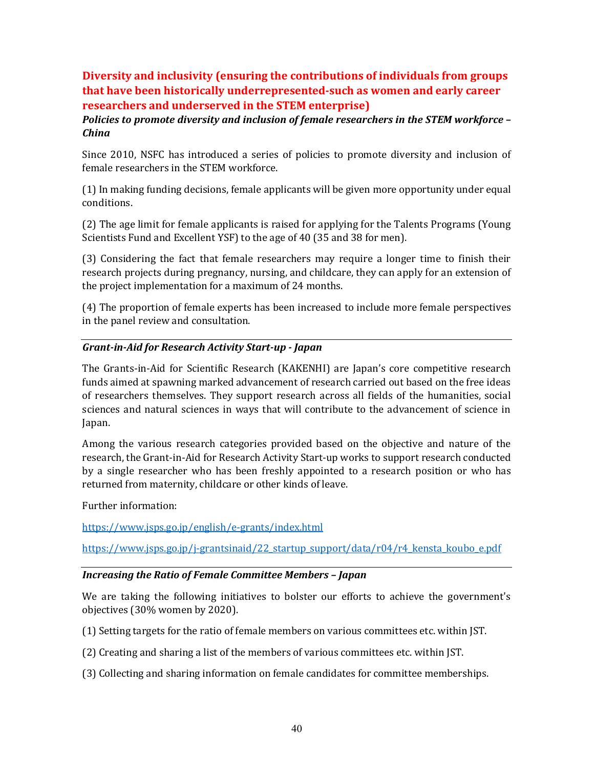## Diversity and inclusivity (ensuring the contributions of individuals from groups that have been historically underrepresented-such as women and early career researchers and underserved in the STEM enterprise)

### *Policies to promote diversity and inclusion of female researchers in the STEM workforce – China*

Since 2010, NSFC has introduced a series of policies to promote diversity and inclusion of female researchers in the STEM workforce.

(1) In making funding decisions, female applicants will be given more opportunity under equal conditions.

(2) The age limit for female applicants is raised for applying for the Talents Programs (Young Scientists Fund and Excellent YSF) to the age of 40 (35 and 38 for men).

(3) Considering the fact that female researchers may require a longer time to finish their research projects during pregnancy, nursing, and childcare, they can apply for an extension of the project implementation for a maximum of 24 months.

(4) The proportion of female experts has been increased to include more female perspectives in the panel review and consultation.

---

### *Grant-in-Aid for Research Activity Start-up - Japan*

The Grants-in-Aid for Scientific Research (KAKENHI) are Japan's core competitive research funds aimed at spawning marked advancement of research carried out based on the free ideas of researchers themselves. They support research across all fields of the humanities, social sciences and natural sciences in ways that will contribute to the advancement of science in Japan.

Among the various research categories provided based on the objective and nature of the research, the Grant-in-Aid for Research Activity Start-up works to support research conducted by a single researcher who has been freshly appointed to a research position or who has returned from maternity, childcare or other kinds of leave.

Further information:

https://www.jsps.go.jp/english/e-grants/index.html

https://www.jsps.go.jp/j-grantsinaid/22_startup_support/data/r04/r4_kensta_koubo_e.pdf

---

### *Increasing the Ratio of Female Committee Members – Japan*

We are taking the following initiatives to bolster our efforts to achieve the government's objectives (30% women by 2020).

(1) Setting targets for the ratio of female members on various committees etc. within JST.

(2) Creating and sharing a list of the members of various committees etc. within JST.

(3) Collecting and sharing information on female candidates for committee memberships.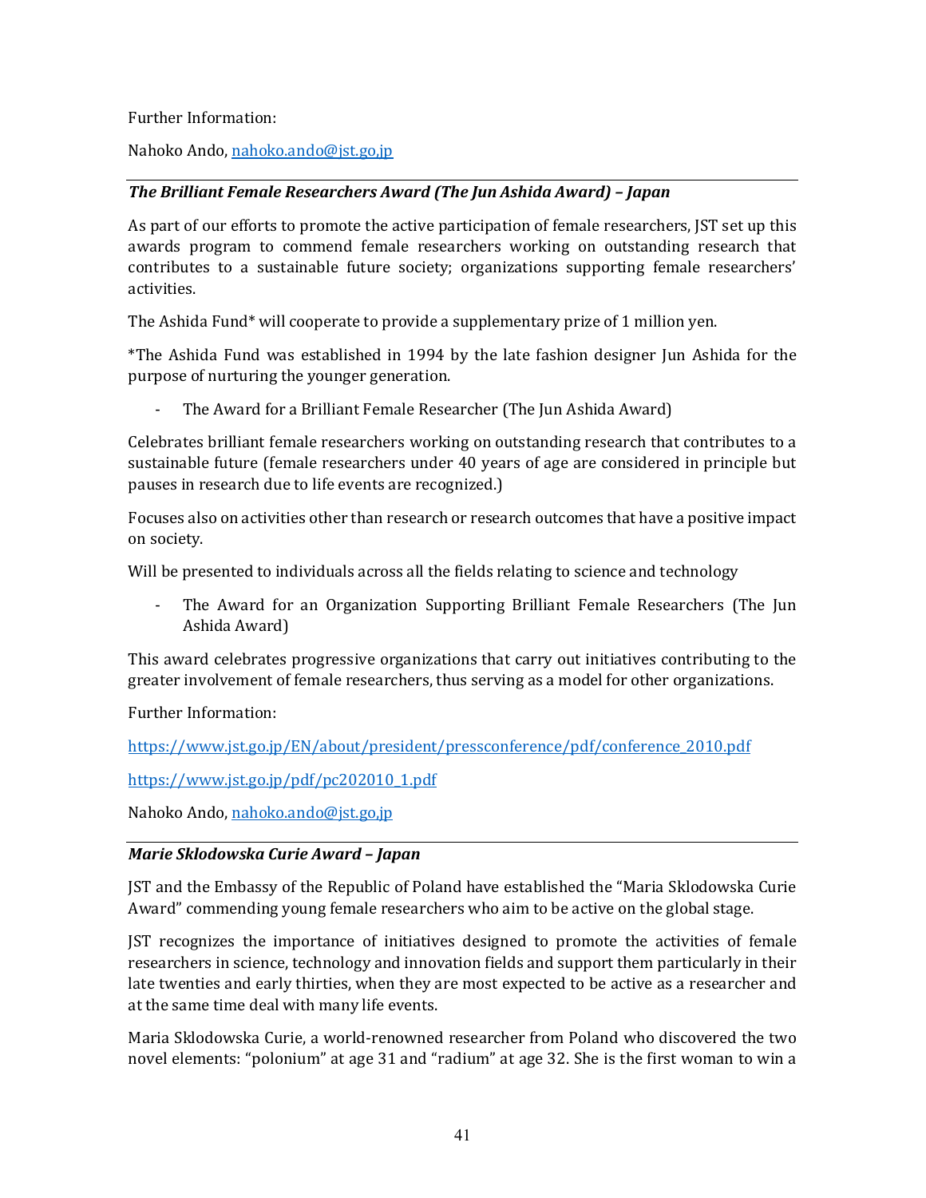Further Information:

Nahoko Ando, nahoko.ando@jst.go,jp

---

***The Brilliant Female Researchers Award (The Jun Ashida Award) – Japan***

As part of our efforts to promote the active participation of female researchers, JST set up this awards program to commend female researchers working on outstanding research that contributes to a sustainable future society; organizations supporting female researchers' activities.

The Ashida Fund* will cooperate to provide a supplementary prize of 1 million yen.

*The Ashida Fund was established in 1994 by the late fashion designer Jun Ashida for the purpose of nurturing the younger generation.

- The Award for a Brilliant Female Researcher (The Jun Ashida Award)

Celebrates brilliant female researchers working on outstanding research that contributes to a sustainable future (female researchers under 40 years of age are considered in principle but pauses in research due to life events are recognized.)

Focuses also on activities other than research or research outcomes that have a positive impact on society.

Will be presented to individuals across all the fields relating to science and technology

- The Award for an Organization Supporting Brilliant Female Researchers (The Jun Ashida Award)

This award celebrates progressive organizations that carry out initiatives contributing to the greater involvement of female researchers, thus serving as a model for other organizations.

Further Information:

https://www.jst.go.jp/EN/about/president/pressconference/pdf/conference_2010.pdf

https://www.jst.go.jp/pdf/pc202010_1.pdf

Nahoko Ando, nahoko.ando@jst.go,jp

---

***Marie Sklodowska Curie Award – Japan***

JST and the Embassy of the Republic of Poland have established the "Maria Sklodowska Curie Award" commending young female researchers who aim to be active on the global stage.

JST recognizes the importance of initiatives designed to promote the activities of female researchers in science, technology and innovation fields and support them particularly in their late twenties and early thirties, when they are most expected to be active as a researcher and at the same time deal with many life events.

Maria Sklodowska Curie, a world-renowned researcher from Poland who discovered the two novel elements: "polonium" at age 31 and "radium" at age 32. She is the first woman to win a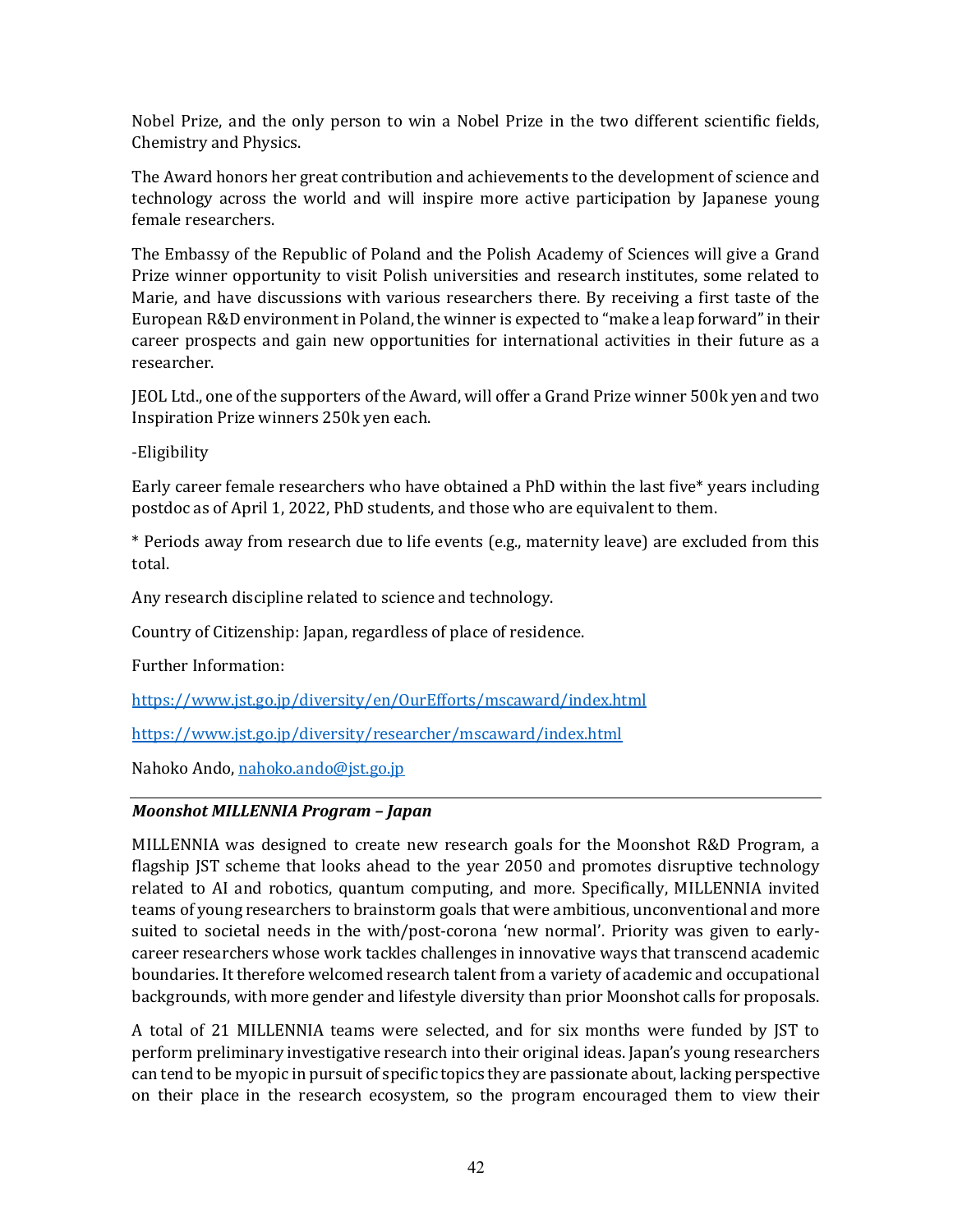Nobel Prize, and the only person to win a Nobel Prize in the two different scientific fields, Chemistry and Physics.

The Award honors her great contribution and achievements to the development of science and technology across the world and will inspire more active participation by Japanese young female researchers.

The Embassy of the Republic of Poland and the Polish Academy of Sciences will give a Grand Prize winner opportunity to visit Polish universities and research institutes, some related to Marie, and have discussions with various researchers there. By receiving a first taste of the European R&D environment in Poland, the winner is expected to "make a leap forward" in their career prospects and gain new opportunities for international activities in their future as a researcher.

JEOL Ltd., one of the supporters of the Award, will offer a Grand Prize winner 500k yen and two Inspiration Prize winners 250k yen each.

-Eligibility

Early career female researchers who have obtained a PhD within the last five* years including postdoc as of April 1, 2022, PhD students, and those who are equivalent to them.

* Periods away from research due to life events (e.g., maternity leave) are excluded from this total.

Any research discipline related to science and technology.

Country of Citizenship: Japan, regardless of place of residence.

Further Information:

https://www.jst.go.jp/diversity/en/OurEfforts/mscaward/index.html

https://www.jst.go.jp/diversity/researcher/mscaward/index.html

Nahoko Ando, nahoko.ando@jst.go.jp

---

***Moonshot MILLENNIA Program – Japan***

MILLENNIA was designed to create new research goals for the Moonshot R&D Program, a flagship JST scheme that looks ahead to the year 2050 and promotes disruptive technology related to AI and robotics, quantum computing, and more. Specifically, MILLENNIA invited teams of young researchers to brainstorm goals that were ambitious, unconventional and more suited to societal needs in the with/post-corona 'new normal'. Priority was given to early-career researchers whose work tackles challenges in innovative ways that transcend academic boundaries. It therefore welcomed research talent from a variety of academic and occupational backgrounds, with more gender and lifestyle diversity than prior Moonshot calls for proposals.

A total of 21 MILLENNIA teams were selected, and for six months were funded by JST to perform preliminary investigative research into their original ideas. Japan's young researchers can tend to be myopic in pursuit of specific topics they are passionate about, lacking perspective on their place in the research ecosystem, so the program encouraged them to view their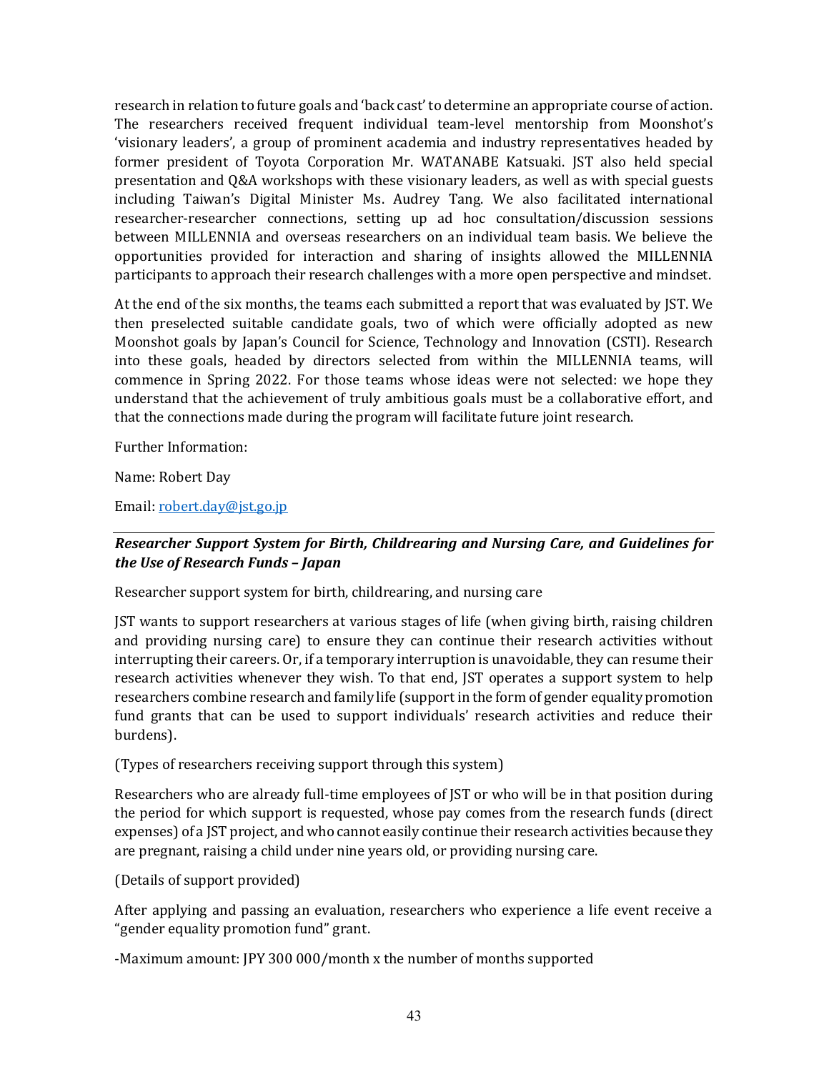research in relation to future goals and 'back cast' to determine an appropriate course of action. The researchers received frequent individual team-level mentorship from Moonshot's 'visionary leaders', a group of prominent academia and industry representatives headed by former president of Toyota Corporation Mr. WATANABE Katsuaki. JST also held special presentation and Q&A workshops with these visionary leaders, as well as with special guests including Taiwan's Digital Minister Ms. Audrey Tang. We also facilitated international researcher-researcher connections, setting up ad hoc consultation/discussion sessions between MILLENNIA and overseas researchers on an individual team basis. We believe the opportunities provided for interaction and sharing of insights allowed the MILLENNIA participants to approach their research challenges with a more open perspective and mindset.

At the end of the six months, the teams each submitted a report that was evaluated by JST. We then preselected suitable candidate goals, two of which were officially adopted as new Moonshot goals by Japan's Council for Science, Technology and Innovation (CSTI). Research into these goals, headed by directors selected from within the MILLENNIA teams, will commence in Spring 2022. For those teams whose ideas were not selected: we hope they understand that the achievement of truly ambitious goals must be a collaborative effort, and that the connections made during the program will facilitate future joint research.

Further Information:

Name: Robert Day

Email: [robert.day@jst.go.jp](mailto:robert.day@jst.go.jp)

---

### *Researcher Support System for Birth, Childrearing and Nursing Care, and Guidelines for the Use of Research Funds – Japan*

Researcher support system for birth, childrearing, and nursing care

JST wants to support researchers at various stages of life (when giving birth, raising children and providing nursing care) to ensure they can continue their research activities without interrupting their careers. Or, if a temporary interruption is unavoidable, they can resume their research activities whenever they wish. To that end, JST operates a support system to help researchers combine research and family life (support in the form of gender equality promotion fund grants that can be used to support individuals' research activities and reduce their burdens).

(Types of researchers receiving support through this system)

Researchers who are already full-time employees of JST or who will be in that position during the period for which support is requested, whose pay comes from the research funds (direct expenses) of a JST project, and who cannot easily continue their research activities because they are pregnant, raising a child under nine years old, or providing nursing care.

(Details of support provided)

After applying and passing an evaluation, researchers who experience a life event receive a "gender equality promotion fund" grant.

-Maximum amount: JPY 300 000/month x the number of months supported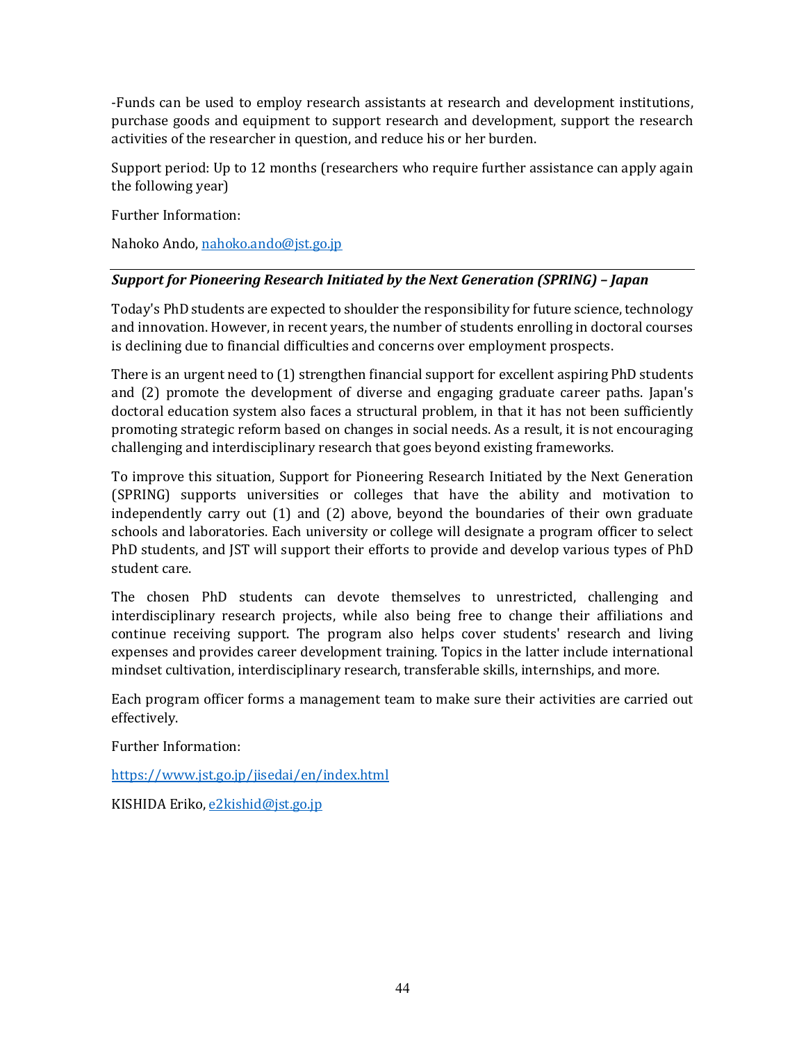-Funds can be used to employ research assistants at research and development institutions, purchase goods and equipment to support research and development, support the research activities of the researcher in question, and reduce his or her burden.

Support period: Up to 12 months (researchers who require further assistance can apply again the following year)

Further Information:

Nahoko Ando, nahoko.ando@jst.go.jp

---

***Support for Pioneering Research Initiated by the Next Generation (SPRING) – Japan***

Today's PhD students are expected to shoulder the responsibility for future science, technology and innovation. However, in recent years, the number of students enrolling in doctoral courses is declining due to financial difficulties and concerns over employment prospects.

There is an urgent need to (1) strengthen financial support for excellent aspiring PhD students and (2) promote the development of diverse and engaging graduate career paths. Japan's doctoral education system also faces a structural problem, in that it has not been sufficiently promoting strategic reform based on changes in social needs. As a result, it is not encouraging challenging and interdisciplinary research that goes beyond existing frameworks.

To improve this situation, Support for Pioneering Research Initiated by the Next Generation (SPRING) supports universities or colleges that have the ability and motivation to independently carry out (1) and (2) above, beyond the boundaries of their own graduate schools and laboratories. Each university or college will designate a program officer to select PhD students, and JST will support their efforts to provide and develop various types of PhD student care.

The chosen PhD students can devote themselves to unrestricted, challenging and interdisciplinary research projects, while also being free to change their affiliations and continue receiving support. The program also helps cover students' research and living expenses and provides career development training. Topics in the latter include international mindset cultivation, interdisciplinary research, transferable skills, internships, and more.

Each program officer forms a management team to make sure their activities are carried out effectively.

Further Information:

https://www.jst.go.jp/jisedai/en/index.html

KISHIDA Eriko, e2kishid@jst.go.jp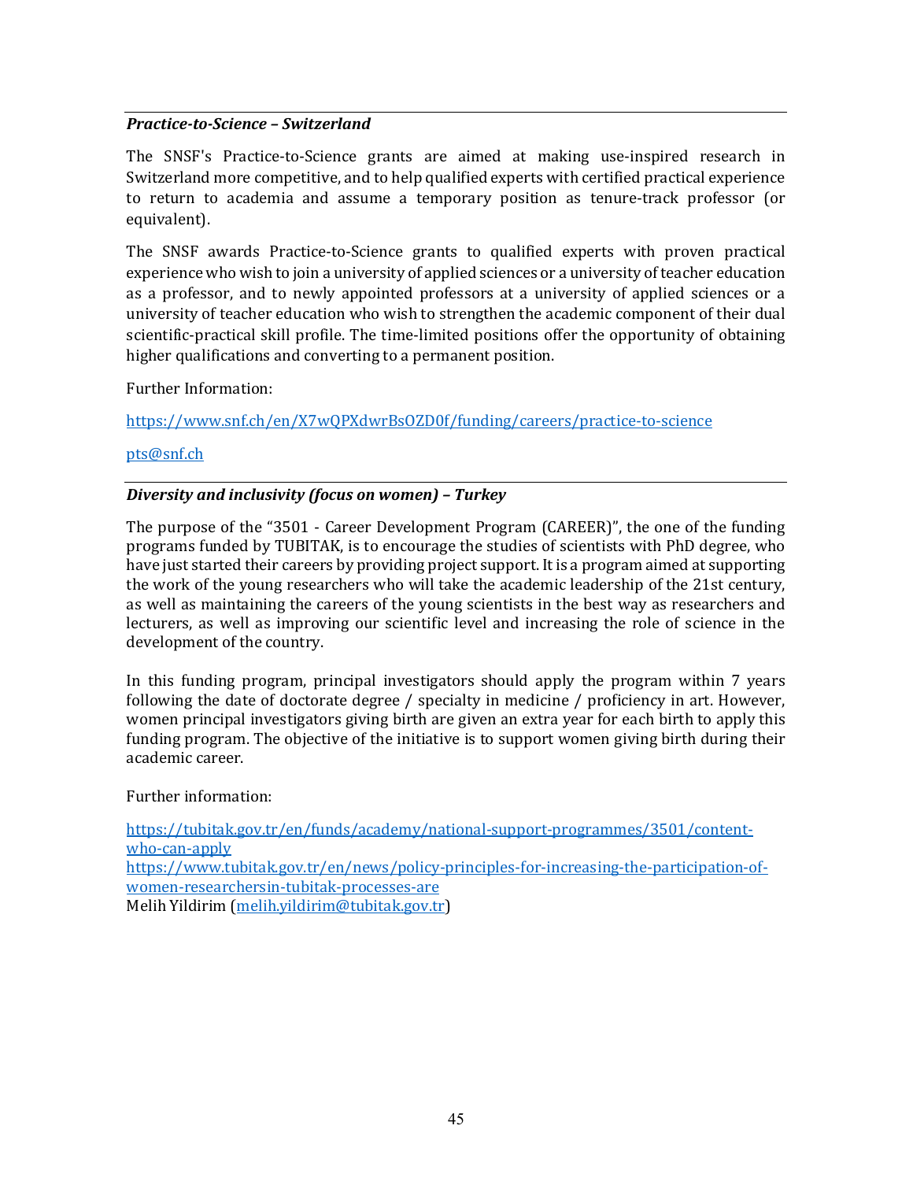---

***Practice-to-Science – Switzerland***

The SNSF's Practice-to-Science grants are aimed at making use-inspired research in Switzerland more competitive, and to help qualified experts with certified practical experience to return to academia and assume a temporary position as tenure-track professor (or equivalent).

The SNSF awards Practice-to-Science grants to qualified experts with proven practical experience who wish to join a university of applied sciences or a university of teacher education as a professor, and to newly appointed professors at a university of applied sciences or a university of teacher education who wish to strengthen the academic component of their dual scientific-practical skill profile. The time-limited positions offer the opportunity of obtaining higher qualifications and converting to a permanent position.

Further Information:

https://www.snf.ch/en/X7wQPXdwrBsOZD0f/funding/careers/practice-to-science

pts@snf.ch

---

***Diversity and inclusivity (focus on women) – Turkey***

The purpose of the "3501 - Career Development Program (CAREER)", the one of the funding programs funded by TUBITAK, is to encourage the studies of scientists with PhD degree, who have just started their careers by providing project support. It is a program aimed at supporting the work of the young researchers who will take the academic leadership of the 21st century, as well as maintaining the careers of the young scientists in the best way as researchers and lecturers, as well as improving our scientific level and increasing the role of science in the development of the country.

In this funding program, principal investigators should apply the program within 7 years following the date of doctorate degree / specialty in medicine / proficiency in art. However, women principal investigators giving birth are given an extra year for each birth to apply this funding program. The objective of the initiative is to support women giving birth during their academic career.

Further information:

https://tubitak.gov.tr/en/funds/academy/national-support-programmes/3501/content-who-can-apply
https://www.tubitak.gov.tr/en/news/policy-principles-for-increasing-the-participation-of-women-researchersin-tubitak-processes-are
Melih Yildirim (melih.yildirim@tubitak.gov.tr)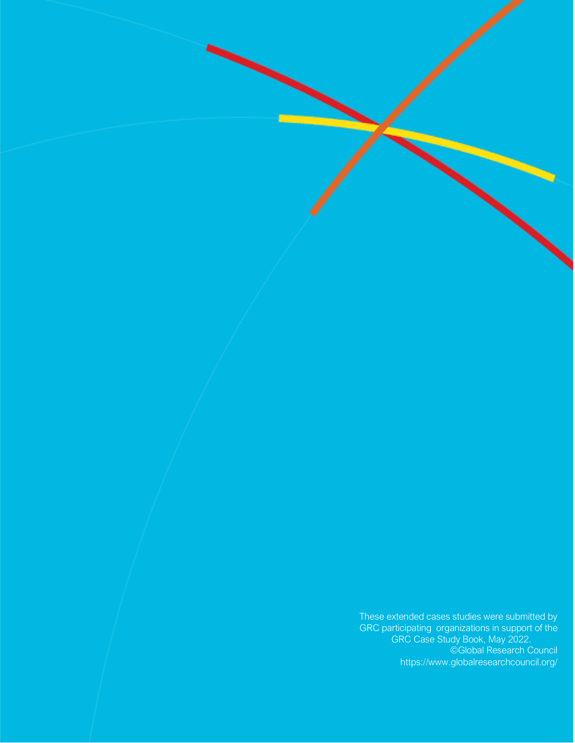These extended cases studies were submitted by GRC participating organizations in support of the GRC Case Study Book, May 2022.
©Global Research Council
https://www.globalresearchcouncil.org/